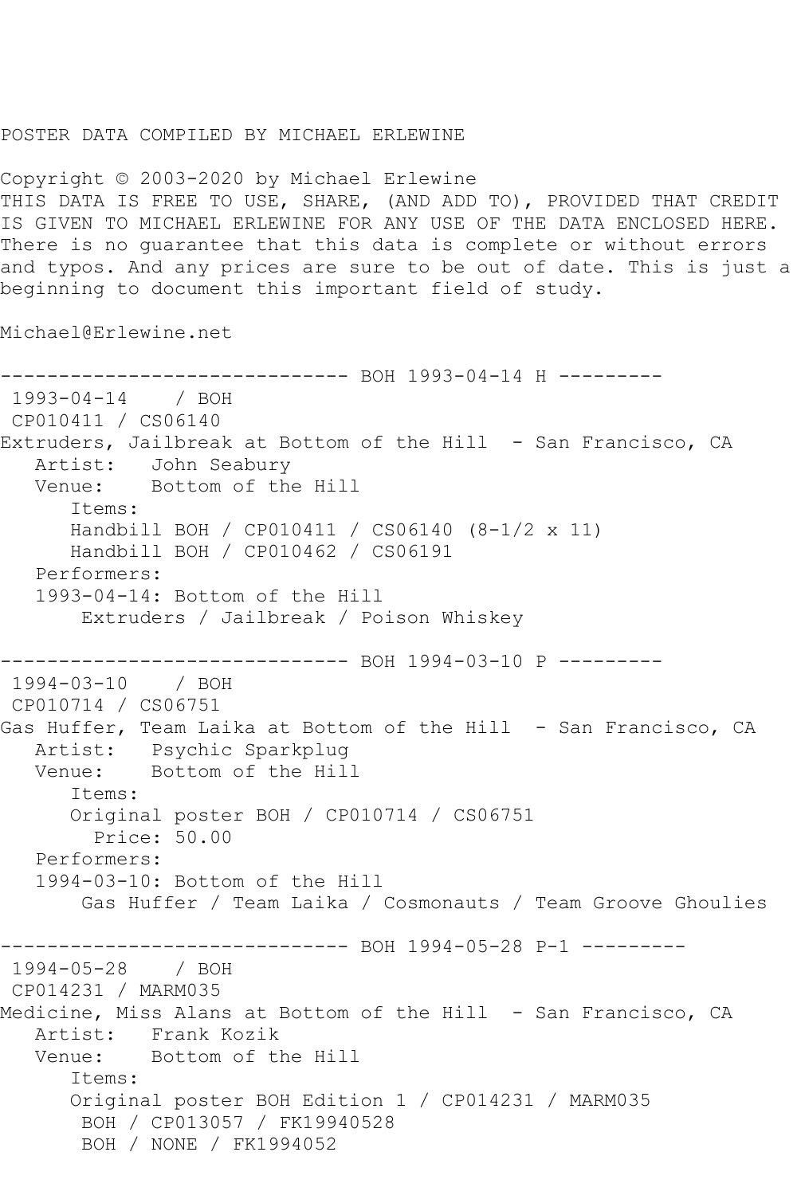POSTER DATA COMPILED BY MICHAEL ERLEWINE

Copyright © 2003-2020 by Michael Erlewine
THIS DATA IS FREE TO USE, SHARE, (AND ADD TO), PROVIDED THAT CREDIT IS GIVEN TO MICHAEL ERLEWINE FOR ANY USE OF THE DATA ENCLOSED HERE. There is no guarantee that this data is complete or without errors and typos. And any prices are sure to be out of date. This is just a beginning to document this important field of study.

Michael@Erlewine.net

```
------------------------------ BOH 1993-04-14 H ---------
 1993-04-14    / BOH
 CP010411 / CS06140
Extruders, Jailbreak at Bottom of the Hill  - San Francisco, CA
   Artist:   John Seabury
   Venue:    Bottom of the Hill
      Items:
      Handbill BOH / CP010411 / CS06140 (8-1/2 x 11)
      Handbill BOH / CP010462 / CS06191
   Performers:
   1993-04-14: Bottom of the Hill
       Extruders / Jailbreak / Poison Whiskey

------------------------------ BOH 1994-03-10 P ---------
 1994-03-10    / BOH
 CP010714 / CS06751
Gas Huffer, Team Laika at Bottom of the Hill  - San Francisco, CA
   Artist:   Psychic Sparkplug
   Venue:    Bottom of the Hill
      Items:
      Original poster BOH / CP010714 / CS06751
        Price: 50.00
   Performers:
   1994-03-10: Bottom of the Hill
       Gas Huffer / Team Laika / Cosmonauts / Team Groove Ghoulies

------------------------------ BOH 1994-05-28 P-1 ---------
 1994-05-28    / BOH
 CP014231 / MARM035
Medicine, Miss Alans at Bottom of the Hill  - San Francisco, CA
   Artist:   Frank Kozik
   Venue:    Bottom of the Hill
      Items:
      Original poster BOH Edition 1 / CP014231 / MARM035
       BOH / CP013057 / FK19940528
       BOH / NONE / FK1994052
```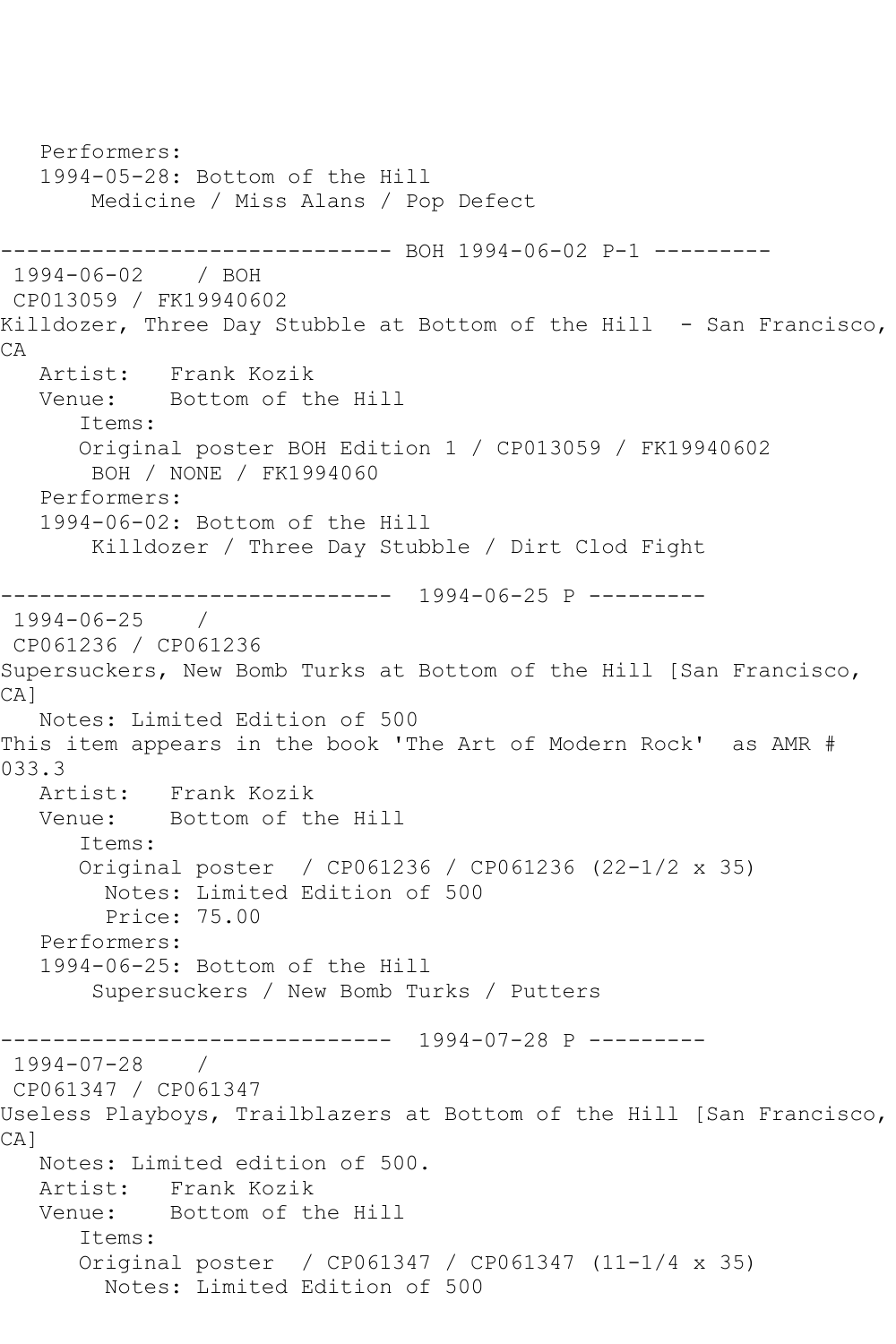```
   Performers:
   1994-05-28: Bottom of the Hill
       Medicine / Miss Alans / Pop Defect

------------------------------ BOH 1994-06-02 P-1 ---------
 1994-06-02    / BOH
 CP013059 / FK19940602
Killdozer, Three Day Stubble at Bottom of the Hill  - San Francisco,
CA
   Artist:   Frank Kozik
   Venue:    Bottom of the Hill
      Items:
      Original poster BOH Edition 1 / CP013059 / FK19940602
       BOH / NONE / FK1994060
   Performers:
   1994-06-02: Bottom of the Hill
       Killdozer / Three Day Stubble / Dirt Clod Fight

------------------------------  1994-06-25 P ---------
 1994-06-25    /
 CP061236 / CP061236
Supersuckers, New Bomb Turks at Bottom of the Hill [San Francisco,
CA]
   Notes: Limited Edition of 500
This item appears in the book 'The Art of Modern Rock'  as AMR #
033.3
   Artist:   Frank Kozik
   Venue:    Bottom of the Hill
      Items:
      Original poster  / CP061236 / CP061236 (22-1/2 x 35)
        Notes: Limited Edition of 500
        Price: 75.00
   Performers:
   1994-06-25: Bottom of the Hill
       Supersuckers / New Bomb Turks / Putters

------------------------------  1994-07-28 P ---------
 1994-07-28    /
 CP061347 / CP061347
Useless Playboys, Trailblazers at Bottom of the Hill [San Francisco,
CA]
   Notes: Limited edition of 500.
   Artist:   Frank Kozik
   Venue:    Bottom of the Hill
      Items:
      Original poster  / CP061347 / CP061347 (11-1/4 x 35)
        Notes: Limited Edition of 500
```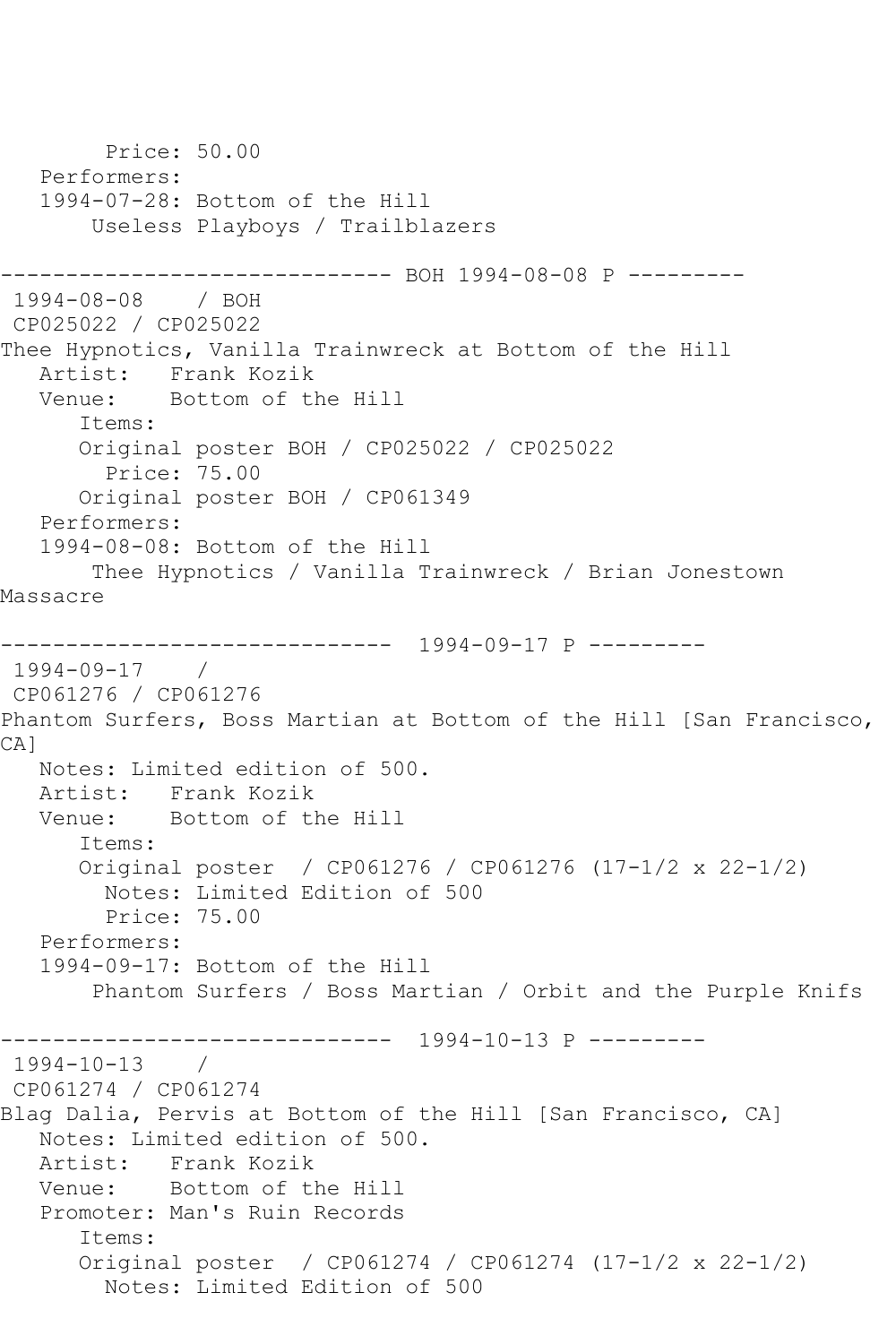```
        Price: 50.00
   Performers:
   1994-07-28: Bottom of the Hill
        Useless Playboys / Trailblazers

------------------------------ BOH 1994-08-08 P ---------
 1994-08-08    / BOH
 CP025022 / CP025022
Thee Hypnotics, Vanilla Trainwreck at Bottom of the Hill
   Artist:   Frank Kozik
   Venue:    Bottom of the Hill
      Items:
      Original poster BOH / CP025022 / CP025022
        Price: 75.00
      Original poster BOH / CP061349
   Performers:
   1994-08-08: Bottom of the Hill
        Thee Hypnotics / Vanilla Trainwreck / Brian Jonestown
Massacre

------------------------------  1994-09-17 P ---------
 1994-09-17    /
 CP061276 / CP061276
Phantom Surfers, Boss Martian at Bottom of the Hill [San Francisco,
CA]
   Notes: Limited edition of 500.
   Artist:   Frank Kozik
   Venue:    Bottom of the Hill
      Items:
      Original poster  / CP061276 / CP061276 (17-1/2 x 22-1/2)
        Notes: Limited Edition of 500
        Price: 75.00
   Performers:
   1994-09-17: Bottom of the Hill
        Phantom Surfers / Boss Martian / Orbit and the Purple Knifs

------------------------------  1994-10-13 P ---------
 1994-10-13    /
 CP061274 / CP061274
Blag Dalia, Pervis at Bottom of the Hill [San Francisco, CA]
   Notes: Limited edition of 500.
   Artist:   Frank Kozik
   Venue:    Bottom of the Hill
   Promoter: Man's Ruin Records
      Items:
      Original poster  / CP061274 / CP061274 (17-1/2 x 22-1/2)
        Notes: Limited Edition of 500
```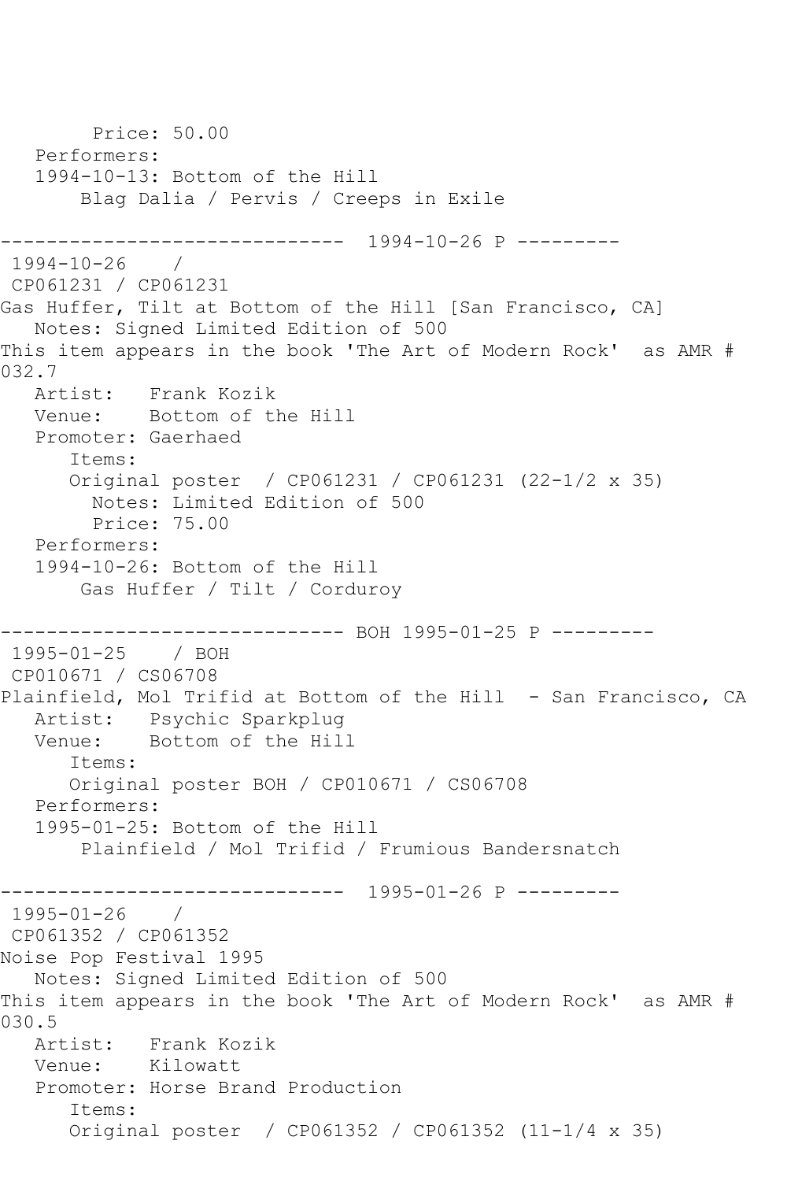```
        Price: 50.00
   Performers:
   1994-10-13: Bottom of the Hill
       Blag Dalia / Pervis / Creeps in Exile

------------------------------  1994-10-26 P ---------
 1994-10-26    /
 CP061231 / CP061231
Gas Huffer, Tilt at Bottom of the Hill [San Francisco, CA]
   Notes: Signed Limited Edition of 500
This item appears in the book 'The Art of Modern Rock'  as AMR #
032.7
   Artist:   Frank Kozik
   Venue:    Bottom of the Hill
   Promoter: Gaerhaed
      Items:
      Original poster  / CP061231 / CP061231 (22-1/2 x 35)
        Notes: Limited Edition of 500
        Price: 75.00
   Performers:
   1994-10-26: Bottom of the Hill
       Gas Huffer / Tilt / Corduroy

------------------------------ BOH 1995-01-25 P ---------
 1995-01-25    / BOH
 CP010671 / CS06708
Plainfield, Mol Trifid at Bottom of the Hill  - San Francisco, CA
   Artist:   Psychic Sparkplug
   Venue:    Bottom of the Hill
      Items:
      Original poster BOH / CP010671 / CS06708
   Performers:
   1995-01-25: Bottom of the Hill
       Plainfield / Mol Trifid / Frumious Bandersnatch

------------------------------  1995-01-26 P ---------
 1995-01-26    /
 CP061352 / CP061352
Noise Pop Festival 1995
   Notes: Signed Limited Edition of 500
This item appears in the book 'The Art of Modern Rock'  as AMR #
030.5
   Artist:   Frank Kozik
   Venue:    Kilowatt
   Promoter: Horse Brand Production
      Items:
      Original poster  / CP061352 / CP061352 (11-1/4 x 35)
```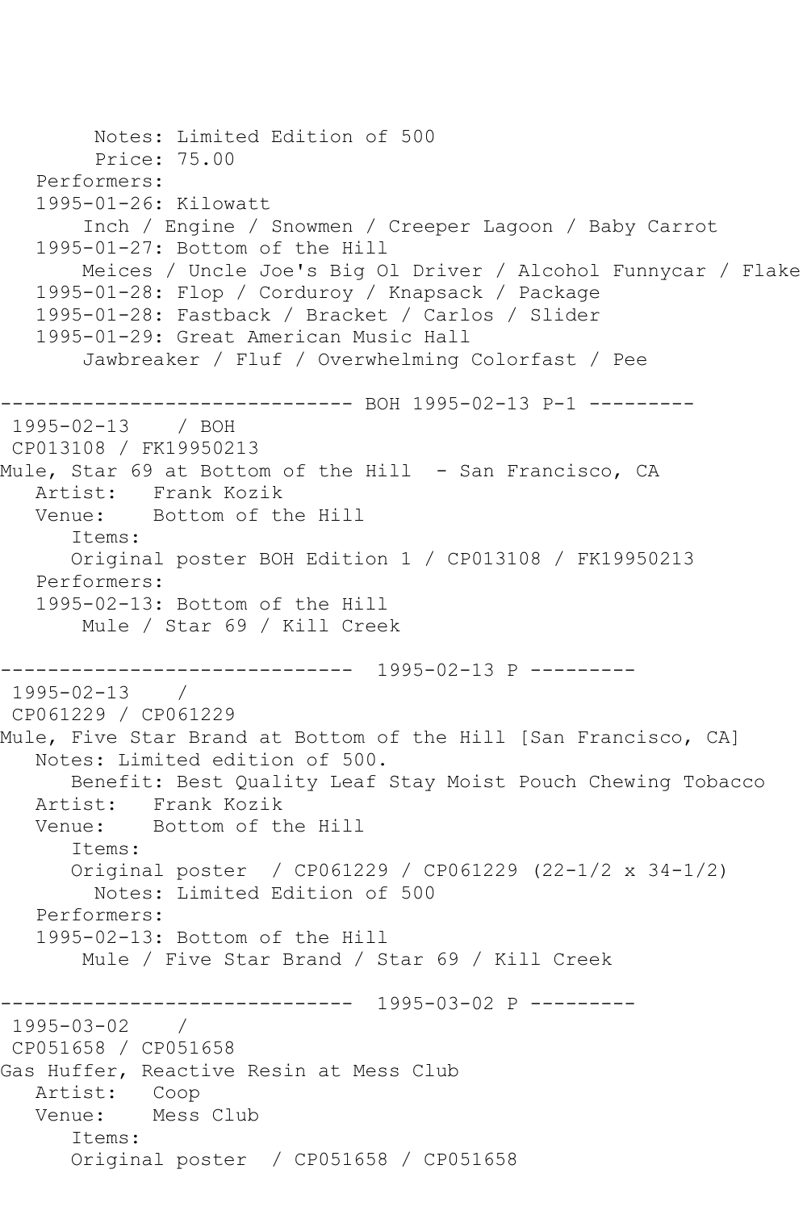```
        Notes: Limited Edition of 500
        Price: 75.00
   Performers:
   1995-01-26: Kilowatt
       Inch / Engine / Snowmen / Creeper Lagoon / Baby Carrot
   1995-01-27: Bottom of the Hill
       Meices / Uncle Joe's Big Ol Driver / Alcohol Funnycar / Flake
   1995-01-28: Flop / Corduroy / Knapsack / Package
   1995-01-28: Fastback / Bracket / Carlos / Slider
   1995-01-29: Great American Music Hall
       Jawbreaker / Fluf / Overwhelming Colorfast / Pee

------------------------------ BOH 1995-02-13 P-1 ---------
 1995-02-13    / BOH
 CP013108 / FK19950213
Mule, Star 69 at Bottom of the Hill  - San Francisco, CA
   Artist:   Frank Kozik
   Venue:    Bottom of the Hill
      Items:
      Original poster BOH Edition 1 / CP013108 / FK19950213
   Performers:
   1995-02-13: Bottom of the Hill
       Mule / Star 69 / Kill Creek

------------------------------  1995-02-13 P ---------
 1995-02-13    /
 CP061229 / CP061229
Mule, Five Star Brand at Bottom of the Hill [San Francisco, CA]
   Notes: Limited edition of 500.
      Benefit: Best Quality Leaf Stay Moist Pouch Chewing Tobacco
   Artist:   Frank Kozik
   Venue:    Bottom of the Hill
      Items:
      Original poster  / CP061229 / CP061229 (22-1/2 x 34-1/2)
        Notes: Limited Edition of 500
   Performers:
   1995-02-13: Bottom of the Hill
       Mule / Five Star Brand / Star 69 / Kill Creek

------------------------------  1995-03-02 P ---------
 1995-03-02    /
 CP051658 / CP051658
Gas Huffer, Reactive Resin at Mess Club
   Artist:   Coop
   Venue:    Mess Club
      Items:
      Original poster  / CP051658 / CP051658
```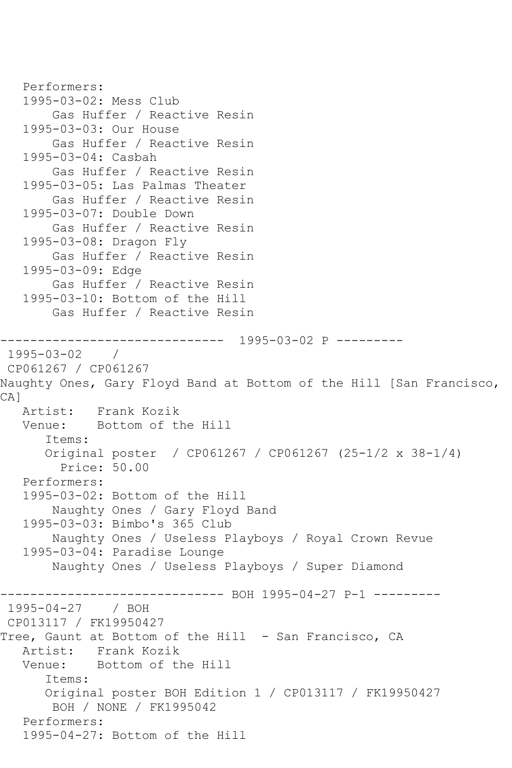```
   Performers:
   1995-03-02: Mess Club
       Gas Huffer / Reactive Resin
   1995-03-03: Our House
       Gas Huffer / Reactive Resin
   1995-03-04: Casbah
       Gas Huffer / Reactive Resin
   1995-03-05: Las Palmas Theater
       Gas Huffer / Reactive Resin
   1995-03-07: Double Down
       Gas Huffer / Reactive Resin
   1995-03-08: Dragon Fly
       Gas Huffer / Reactive Resin
   1995-03-09: Edge
       Gas Huffer / Reactive Resin
   1995-03-10: Bottom of the Hill
       Gas Huffer / Reactive Resin

------------------------------  1995-03-02 P ---------
 1995-03-02    /
 CP061267 / CP061267
Naughty Ones, Gary Floyd Band at Bottom of the Hill [San Francisco,
CA]
   Artist:   Frank Kozik
   Venue:    Bottom of the Hill
      Items:
      Original poster  / CP061267 / CP061267 (25-1/2 x 38-1/4)
        Price: 50.00
   Performers:
   1995-03-02: Bottom of the Hill
       Naughty Ones / Gary Floyd Band
   1995-03-03: Bimbo's 365 Club
       Naughty Ones / Useless Playboys / Royal Crown Revue
   1995-03-04: Paradise Lounge
       Naughty Ones / Useless Playboys / Super Diamond

------------------------------ BOH 1995-04-27 P-1 ---------
 1995-04-27    / BOH
 CP013117 / FK19950427
Tree, Gaunt at Bottom of the Hill  - San Francisco, CA
   Artist:   Frank Kozik
   Venue:    Bottom of the Hill
      Items:
      Original poster BOH Edition 1 / CP013117 / FK19950427
       BOH / NONE / FK1995042
   Performers:
   1995-04-27: Bottom of the Hill
```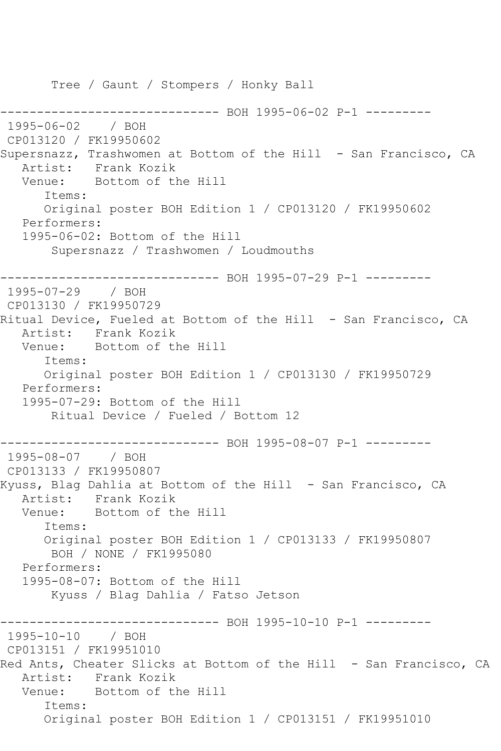Tree / Gaunt / Stompers / Honky Ball

------------------------------ BOH 1995-06-02 P-1 ---------

1995-06-02 / BOH
CP013120 / FK19950602
Supersnazz, Trashwomen at Bottom of the Hill - San Francisco, CA
Artist: Frank Kozik
Venue: Bottom of the Hill
Items:
Original poster BOH Edition 1 / CP013120 / FK19950602
Performers:
1995-06-02: Bottom of the Hill
Supersnazz / Trashwomen / Loudmouths

------------------------------ BOH 1995-07-29 P-1 ---------

1995-07-29 / BOH
CP013130 / FK19950729
Ritual Device, Fueled at Bottom of the Hill - San Francisco, CA
Artist: Frank Kozik
Venue: Bottom of the Hill
Items:
Original poster BOH Edition 1 / CP013130 / FK19950729
Performers:
1995-07-29: Bottom of the Hill
Ritual Device / Fueled / Bottom 12

------------------------------ BOH 1995-08-07 P-1 ---------

1995-08-07 / BOH
CP013133 / FK19950807
Kyuss, Blag Dahlia at Bottom of the Hill - San Francisco, CA
Artist: Frank Kozik
Venue: Bottom of the Hill
Items:
Original poster BOH Edition 1 / CP013133 / FK19950807
BOH / NONE / FK1995080
Performers:
1995-08-07: Bottom of the Hill
Kyuss / Blag Dahlia / Fatso Jetson

------------------------------ BOH 1995-10-10 P-1 ---------

1995-10-10 / BOH
CP013151 / FK19951010
Red Ants, Cheater Slicks at Bottom of the Hill - San Francisco, CA
Artist: Frank Kozik
Venue: Bottom of the Hill
Items:
Original poster BOH Edition 1 / CP013151 / FK19951010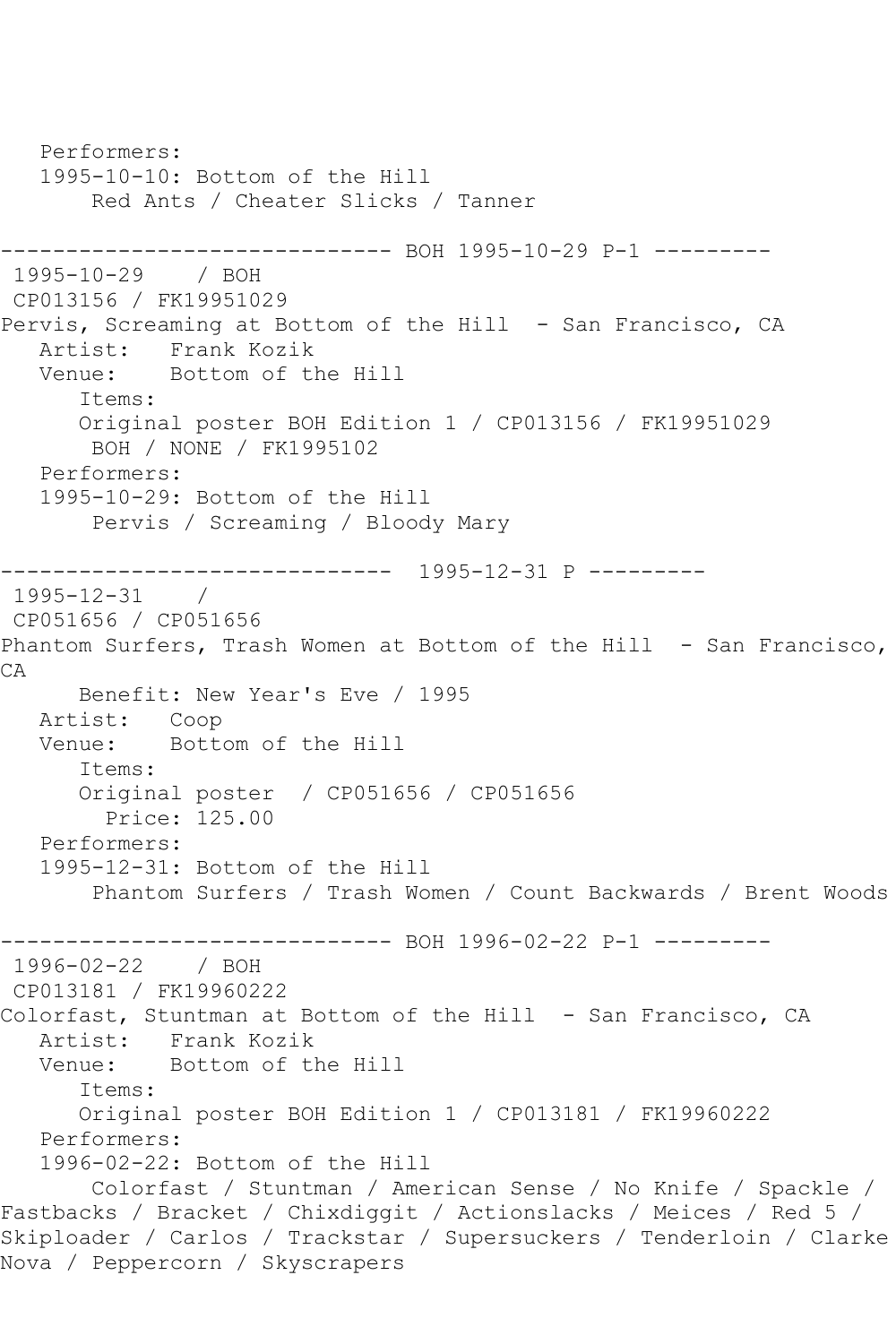```
   Performers:
   1995-10-10: Bottom of the Hill
       Red Ants / Cheater Slicks / Tanner

------------------------------ BOH 1995-10-29 P-1 ---------
 1995-10-29    / BOH
 CP013156 / FK19951029
Pervis, Screaming at Bottom of the Hill  - San Francisco, CA
   Artist:   Frank Kozik
   Venue:    Bottom of the Hill
      Items:
      Original poster BOH Edition 1 / CP013156 / FK19951029
       BOH / NONE / FK1995102
   Performers:
   1995-10-29: Bottom of the Hill
       Pervis / Screaming / Bloody Mary

------------------------------  1995-12-31 P ---------
 1995-12-31    /
 CP051656 / CP051656
Phantom Surfers, Trash Women at Bottom of the Hill  - San Francisco,
CA
      Benefit: New Year's Eve / 1995
   Artist:   Coop
   Venue:    Bottom of the Hill
      Items:
      Original poster  / CP051656 / CP051656
        Price: 125.00
   Performers:
   1995-12-31: Bottom of the Hill
       Phantom Surfers / Trash Women / Count Backwards / Brent Woods

------------------------------ BOH 1996-02-22 P-1 ---------
 1996-02-22    / BOH
 CP013181 / FK19960222
Colorfast, Stuntman at Bottom of the Hill  - San Francisco, CA
   Artist:   Frank Kozik
   Venue:    Bottom of the Hill
      Items:
      Original poster BOH Edition 1 / CP013181 / FK19960222
   Performers:
   1996-02-22: Bottom of the Hill
       Colorfast / Stuntman / American Sense / No Knife / Spackle /
Fastbacks / Bracket / Chixdiggit / Actionslacks / Meices / Red 5 /
Skiploader / Carlos / Trackstar / Supersuckers / Tenderloin / Clarke
Nova / Peppercorn / Skyscrapers
```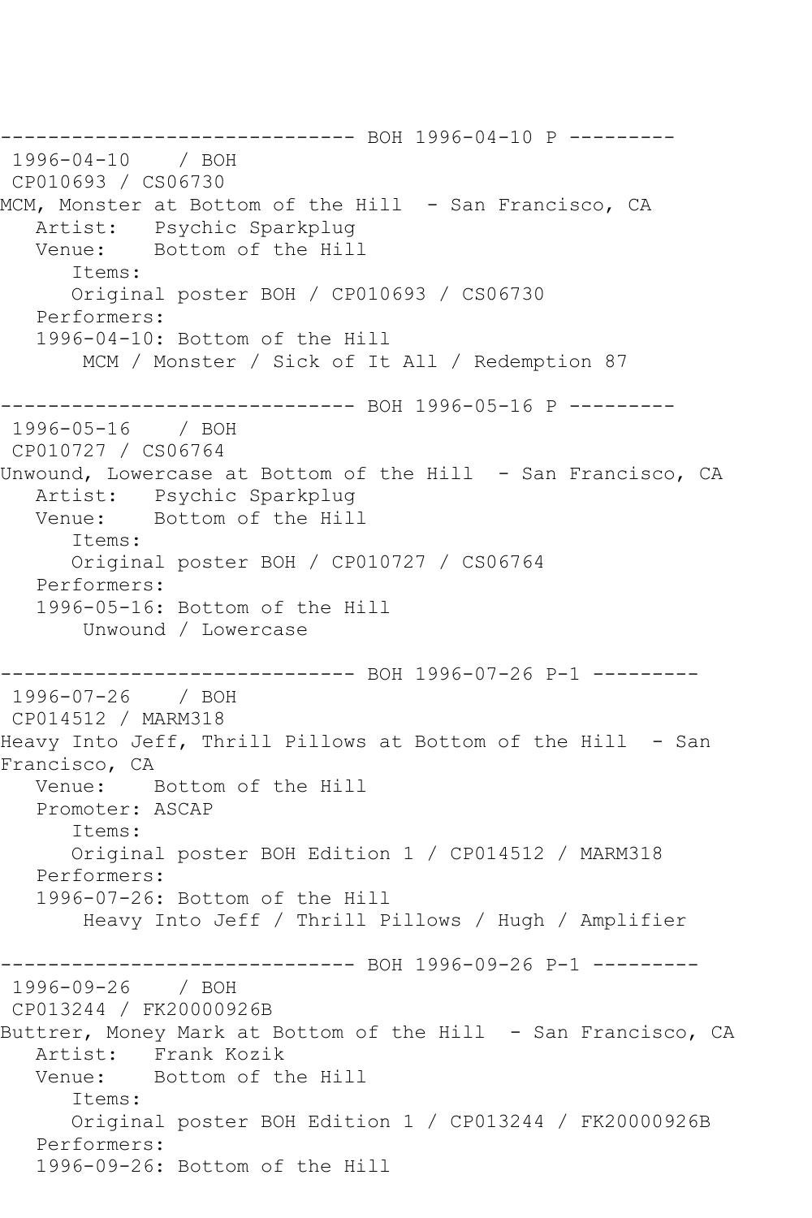------------------------------ BOH 1996-04-10 P ---------

1996-04-10 / BOH

CP010693 / CS06730

MCM, Monster at Bottom of the Hill - San Francisco, CA

Artist: Psychic Sparkplug

Venue: Bottom of the Hill

Items:

Original poster BOH / CP010693 / CS06730

Performers:

1996-04-10: Bottom of the Hill

MCM / Monster / Sick of It All / Redemption 87

------------------------------ BOH 1996-05-16 P ---------

1996-05-16 / BOH

CP010727 / CS06764

Unwound, Lowercase at Bottom of the Hill - San Francisco, CA

Artist: Psychic Sparkplug

Venue: Bottom of the Hill

Items:

Original poster BOH / CP010727 / CS06764

Performers:

1996-05-16: Bottom of the Hill

Unwound / Lowercase

------------------------------ BOH 1996-07-26 P-1 ---------

1996-07-26 / BOH

CP014512 / MARM318

Heavy Into Jeff, Thrill Pillows at Bottom of the Hill - San Francisco, CA

Venue: Bottom of the Hill

Promoter: ASCAP

Items:

Original poster BOH Edition 1 / CP014512 / MARM318

Performers:

1996-07-26: Bottom of the Hill

Heavy Into Jeff / Thrill Pillows / Hugh / Amplifier

------------------------------ BOH 1996-09-26 P-1 ---------

1996-09-26 / BOH

CP013244 / FK20000926B

Buttrer, Money Mark at Bottom of the Hill - San Francisco, CA

Artist: Frank Kozik

Venue: Bottom of the Hill

Items:

Original poster BOH Edition 1 / CP013244 / FK20000926B

Performers:

1996-09-26: Bottom of the Hill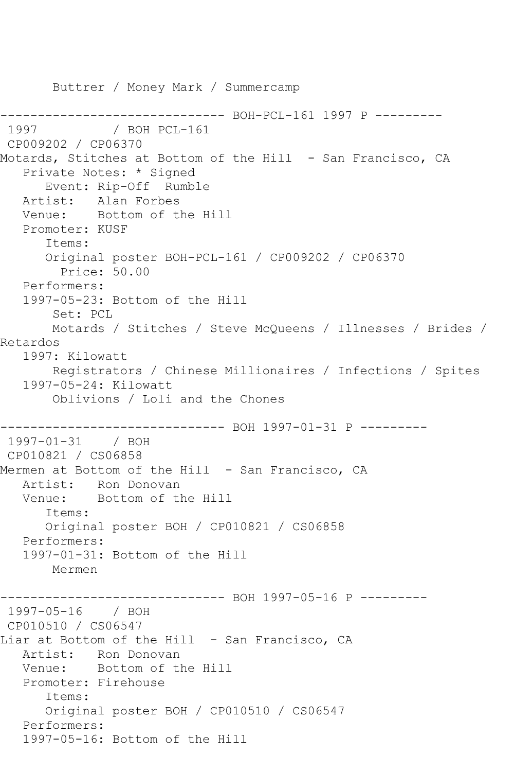```
       Buttrer / Money Mark / Summercamp

------------------------------ BOH-PCL-161 1997 P ---------
 1997          / BOH PCL-161
 CP009202 / CP06370
Motards, Stitches at Bottom of the Hill  - San Francisco, CA
   Private Notes: * Signed
      Event: Rip-Off  Rumble
   Artist:   Alan Forbes
   Venue:    Bottom of the Hill
   Promoter: KUSF
      Items:
      Original poster BOH-PCL-161 / CP009202 / CP06370
        Price: 50.00
   Performers:
   1997-05-23: Bottom of the Hill
       Set: PCL
       Motards / Stitches / Steve McQueens / Illnesses / Brides /
Retardos
   1997: Kilowatt
       Registrators / Chinese Millionaires / Infections / Spites
   1997-05-24: Kilowatt
       Oblivions / Loli and the Chones

------------------------------ BOH 1997-01-31 P ---------
 1997-01-31    / BOH
 CP010821 / CS06858
Mermen at Bottom of the Hill  - San Francisco, CA
   Artist:   Ron Donovan
   Venue:    Bottom of the Hill
      Items:
      Original poster BOH / CP010821 / CS06858
   Performers:
   1997-01-31: Bottom of the Hill
       Mermen

------------------------------ BOH 1997-05-16 P ---------
 1997-05-16    / BOH
 CP010510 / CS06547
Liar at Bottom of the Hill  - San Francisco, CA
   Artist:   Ron Donovan
   Venue:    Bottom of the Hill
   Promoter: Firehouse
      Items:
      Original poster BOH / CP010510 / CS06547
   Performers:
   1997-05-16: Bottom of the Hill
```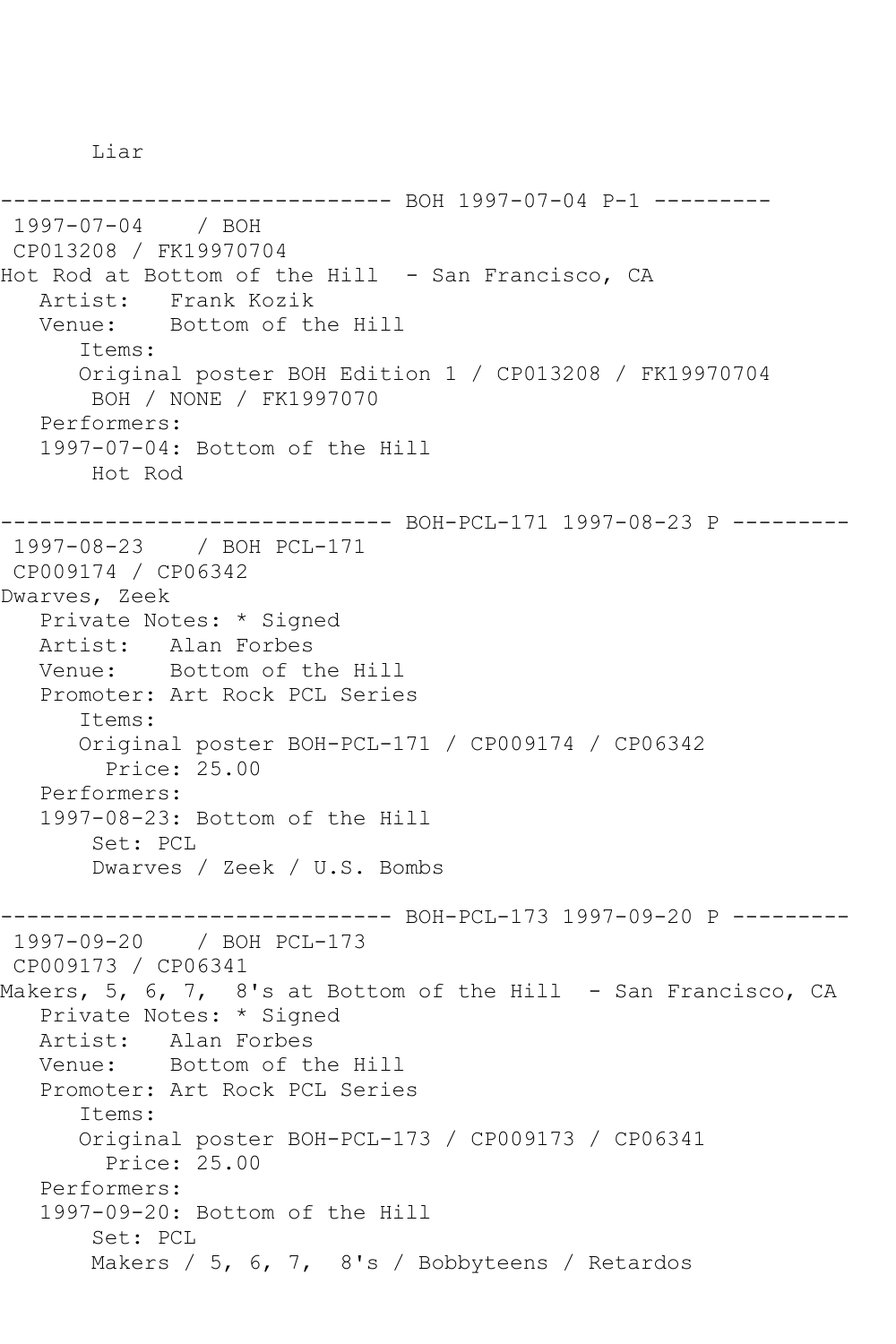```
       Liar

------------------------------ BOH 1997-07-04 P-1 ---------
 1997-07-04    / BOH
 CP013208 / FK19970704
Hot Rod at Bottom of the Hill  - San Francisco, CA
   Artist:   Frank Kozik
   Venue:    Bottom of the Hill
      Items:
      Original poster BOH Edition 1 / CP013208 / FK19970704
       BOH / NONE / FK1997070
   Performers:
   1997-07-04: Bottom of the Hill
       Hot Rod

------------------------------ BOH-PCL-171 1997-08-23 P ---------
 1997-08-23    / BOH PCL-171
 CP009174 / CP06342
Dwarves, Zeek
   Private Notes: * Signed
   Artist:   Alan Forbes
   Venue:    Bottom of the Hill
   Promoter: Art Rock PCL Series
      Items:
      Original poster BOH-PCL-171 / CP009174 / CP06342
        Price: 25.00
   Performers:
   1997-08-23: Bottom of the Hill
       Set: PCL
       Dwarves / Zeek / U.S. Bombs

------------------------------ BOH-PCL-173 1997-09-20 P ---------
 1997-09-20    / BOH PCL-173
 CP009173 / CP06341
Makers, 5, 6, 7,  8's at Bottom of the Hill  - San Francisco, CA
   Private Notes: * Signed
   Artist:   Alan Forbes
   Venue:    Bottom of the Hill
   Promoter: Art Rock PCL Series
      Items:
      Original poster BOH-PCL-173 / CP009173 / CP06341
        Price: 25.00
   Performers:
   1997-09-20: Bottom of the Hill
       Set: PCL
       Makers / 5, 6, 7,  8's / Bobbyteens / Retardos
```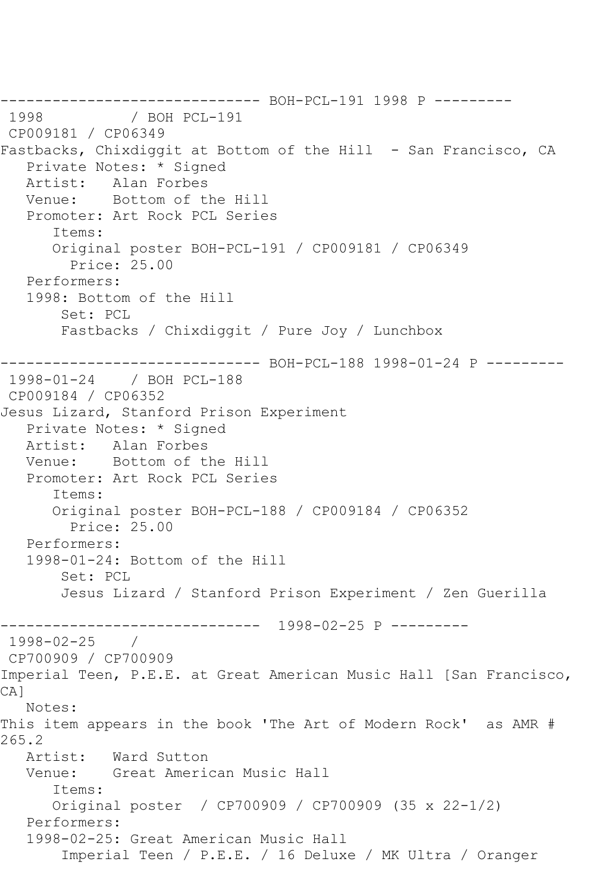------------------------------ BOH-PCL-191 1998 P ---------
1998 / BOH PCL-191
CP009181 / CP06349
Fastbacks, Chixdiggit at Bottom of the Hill - San Francisco, CA
Private Notes: * Signed
Artist: Alan Forbes
Venue: Bottom of the Hill
Promoter: Art Rock PCL Series
Items:
Original poster BOH-PCL-191 / CP009181 / CP06349
Price: 25.00
Performers:
1998: Bottom of the Hill
Set: PCL
Fastbacks / Chixdiggit / Pure Joy / Lunchbox

------------------------------ BOH-PCL-188 1998-01-24 P ---------
1998-01-24 / BOH PCL-188
CP009184 / CP06352
Jesus Lizard, Stanford Prison Experiment
Private Notes: * Signed
Artist: Alan Forbes
Venue: Bottom of the Hill
Promoter: Art Rock PCL Series
Items:
Original poster BOH-PCL-188 / CP009184 / CP06352
Price: 25.00
Performers:
1998-01-24: Bottom of the Hill
Set: PCL
Jesus Lizard / Stanford Prison Experiment / Zen Guerilla

------------------------------ 1998-02-25 P ---------
1998-02-25 /
CP700909 / CP700909
Imperial Teen, P.E.E. at Great American Music Hall [San Francisco, CA]
Notes:
This item appears in the book 'The Art of Modern Rock' as AMR # 265.2
Artist: Ward Sutton
Venue: Great American Music Hall
Items:
Original poster / CP700909 / CP700909 (35 x 22-1/2)
Performers:
1998-02-25: Great American Music Hall
Imperial Teen / P.E.E. / 16 Deluxe / MK Ultra / Oranger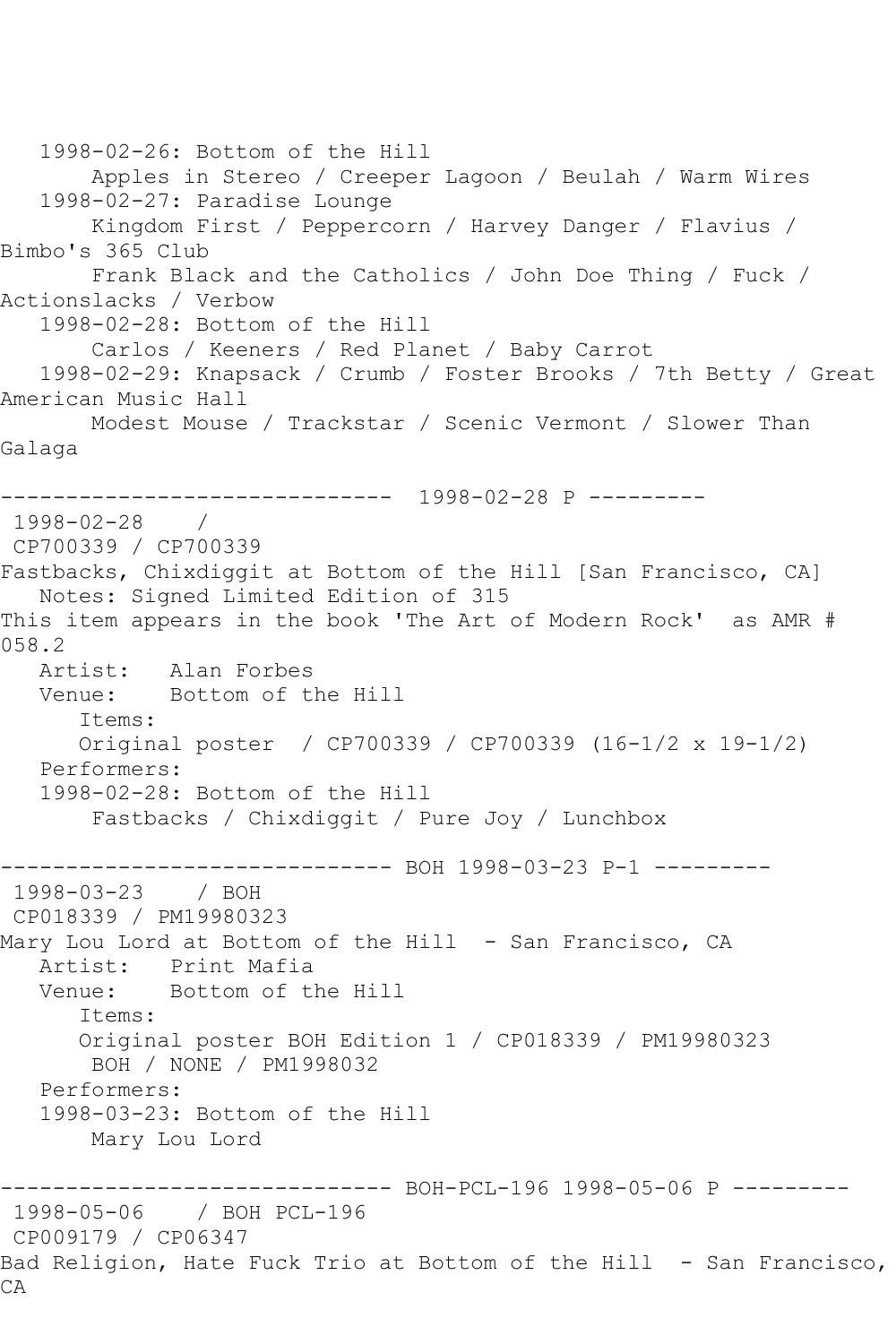```
   1998-02-26: Bottom of the Hill
       Apples in Stereo / Creeper Lagoon / Beulah / Warm Wires
   1998-02-27: Paradise Lounge
       Kingdom First / Peppercorn / Harvey Danger / Flavius / 
Bimbo's 365 Club
       Frank Black and the Catholics / John Doe Thing / Fuck / 
Actionslacks / Verbow
   1998-02-28: Bottom of the Hill
       Carlos / Keeners / Red Planet / Baby Carrot
   1998-02-29: Knapsack / Crumb / Foster Brooks / 7th Betty / Great 
American Music Hall
       Modest Mouse / Trackstar / Scenic Vermont / Slower Than 
Galaga

------------------------------  1998-02-28 P ---------
 1998-02-28    / 
 CP700339 / CP700339
Fastbacks, Chixdiggit at Bottom of the Hill [San Francisco, CA]
   Notes: Signed Limited Edition of 315
This item appears in the book 'The Art of Modern Rock'  as AMR # 
058.2
   Artist:   Alan Forbes
   Venue:    Bottom of the Hill
      Items:
      Original poster  / CP700339 / CP700339 (16-1/2 x 19-1/2)
   Performers:
   1998-02-28: Bottom of the Hill
       Fastbacks / Chixdiggit / Pure Joy / Lunchbox

------------------------------ BOH 1998-03-23 P-1 ---------
 1998-03-23    / BOH
 CP018339 / PM19980323
Mary Lou Lord at Bottom of the Hill  - San Francisco, CA
   Artist:   Print Mafia
   Venue:    Bottom of the Hill
      Items:
      Original poster BOH Edition 1 / CP018339 / PM19980323
       BOH / NONE / PM1998032
   Performers:
   1998-03-23: Bottom of the Hill
       Mary Lou Lord

------------------------------ BOH-PCL-196 1998-05-06 P ---------
 1998-05-06    / BOH PCL-196
 CP009179 / CP06347
Bad Religion, Hate Fuck Trio at Bottom of the Hill  - San Francisco, 
CA
```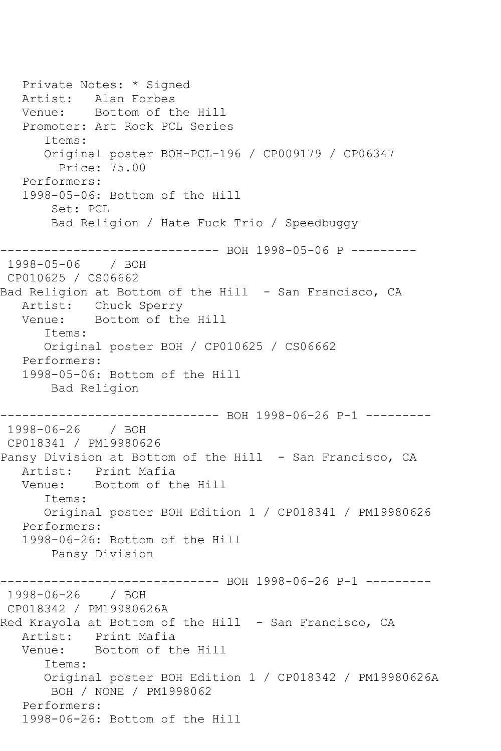```
   Private Notes: * Signed
   Artist:   Alan Forbes
   Venue:    Bottom of the Hill
   Promoter: Art Rock PCL Series
      Items:
      Original poster BOH-PCL-196 / CP009179 / CP06347
        Price: 75.00
   Performers:
   1998-05-06: Bottom of the Hill
       Set: PCL
       Bad Religion / Hate Fuck Trio / Speedbuggy

------------------------------ BOH 1998-05-06 P ---------
 1998-05-06    / BOH
 CP010625 / CS06662
Bad Religion at Bottom of the Hill  - San Francisco, CA
   Artist:   Chuck Sperry
   Venue:    Bottom of the Hill
      Items:
      Original poster BOH / CP010625 / CS06662
   Performers:
   1998-05-06: Bottom of the Hill
       Bad Religion

------------------------------ BOH 1998-06-26 P-1 ---------
 1998-06-26    / BOH
 CP018341 / PM19980626
Pansy Division at Bottom of the Hill  - San Francisco, CA
   Artist:   Print Mafia
   Venue:    Bottom of the Hill
      Items:
      Original poster BOH Edition 1 / CP018341 / PM19980626
   Performers:
   1998-06-26: Bottom of the Hill
       Pansy Division

------------------------------ BOH 1998-06-26 P-1 ---------
 1998-06-26    / BOH
 CP018342 / PM19980626A
Red Krayola at Bottom of the Hill  - San Francisco, CA
   Artist:   Print Mafia
   Venue:    Bottom of the Hill
      Items:
      Original poster BOH Edition 1 / CP018342 / PM19980626A
       BOH / NONE / PM1998062
   Performers:
   1998-06-26: Bottom of the Hill
```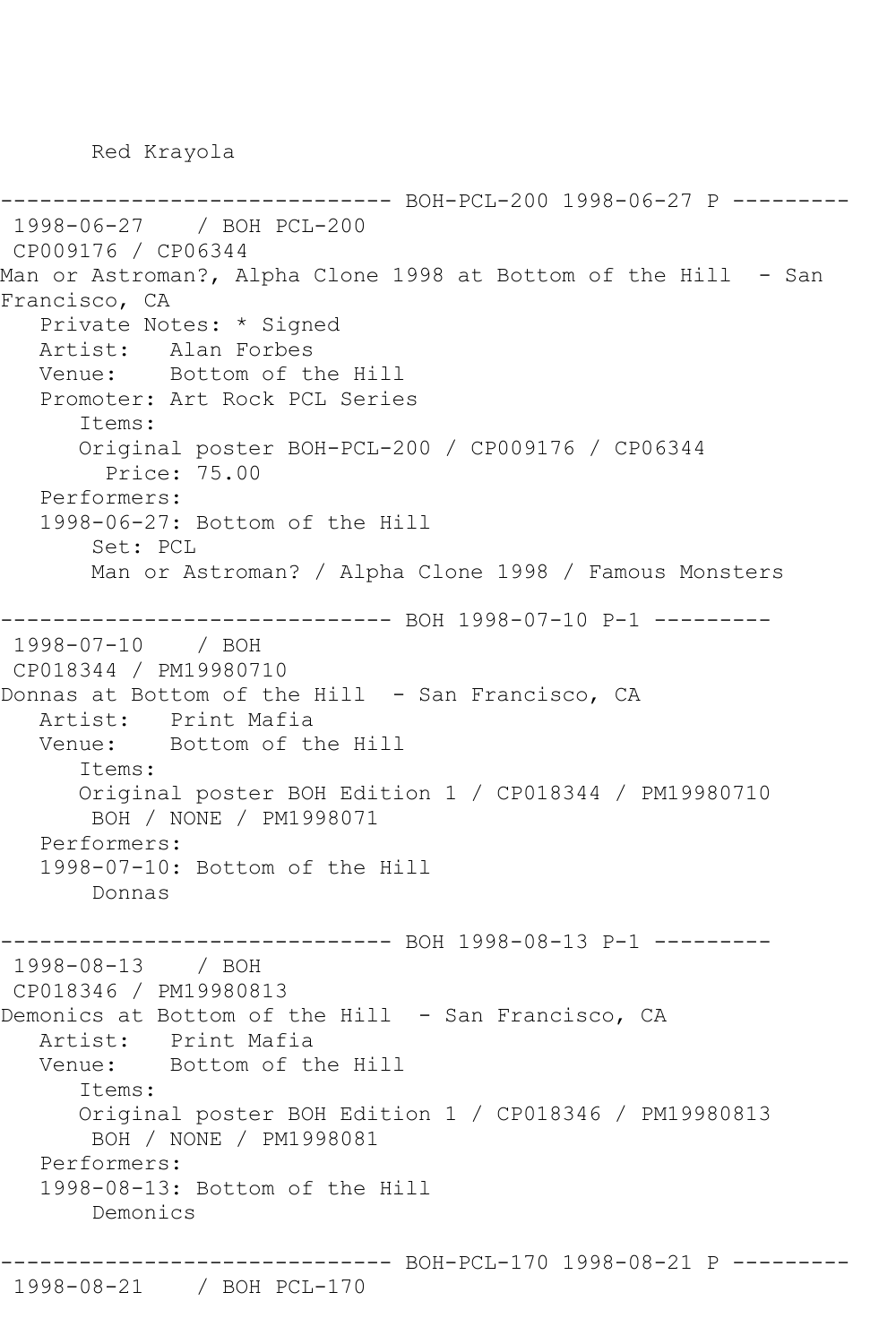Red Krayola

------------------------------ BOH-PCL-200 1998-06-27 P ---------
1998-06-27 / BOH PCL-200
CP009176 / CP06344
Man or Astroman?, Alpha Clone 1998 at Bottom of the Hill - San Francisco, CA
Private Notes: * Signed
Artist: Alan Forbes
Venue: Bottom of the Hill
Promoter: Art Rock PCL Series
Items:
Original poster BOH-PCL-200 / CP009176 / CP06344
Price: 75.00
Performers:
1998-06-27: Bottom of the Hill
Set: PCL
Man or Astroman? / Alpha Clone 1998 / Famous Monsters

------------------------------ BOH 1998-07-10 P-1 ---------
1998-07-10 / BOH
CP018344 / PM19980710
Donnas at Bottom of the Hill - San Francisco, CA
Artist: Print Mafia
Venue: Bottom of the Hill
Items:
Original poster BOH Edition 1 / CP018344 / PM19980710
BOH / NONE / PM1998071
Performers:
1998-07-10: Bottom of the Hill
Donnas

------------------------------ BOH 1998-08-13 P-1 ---------
1998-08-13 / BOH
CP018346 / PM19980813
Demonics at Bottom of the Hill - San Francisco, CA
Artist: Print Mafia
Venue: Bottom of the Hill
Items:
Original poster BOH Edition 1 / CP018346 / PM19980813
BOH / NONE / PM1998081
Performers:
1998-08-13: Bottom of the Hill
Demonics

------------------------------ BOH-PCL-170 1998-08-21 P ---------
1998-08-21 / BOH PCL-170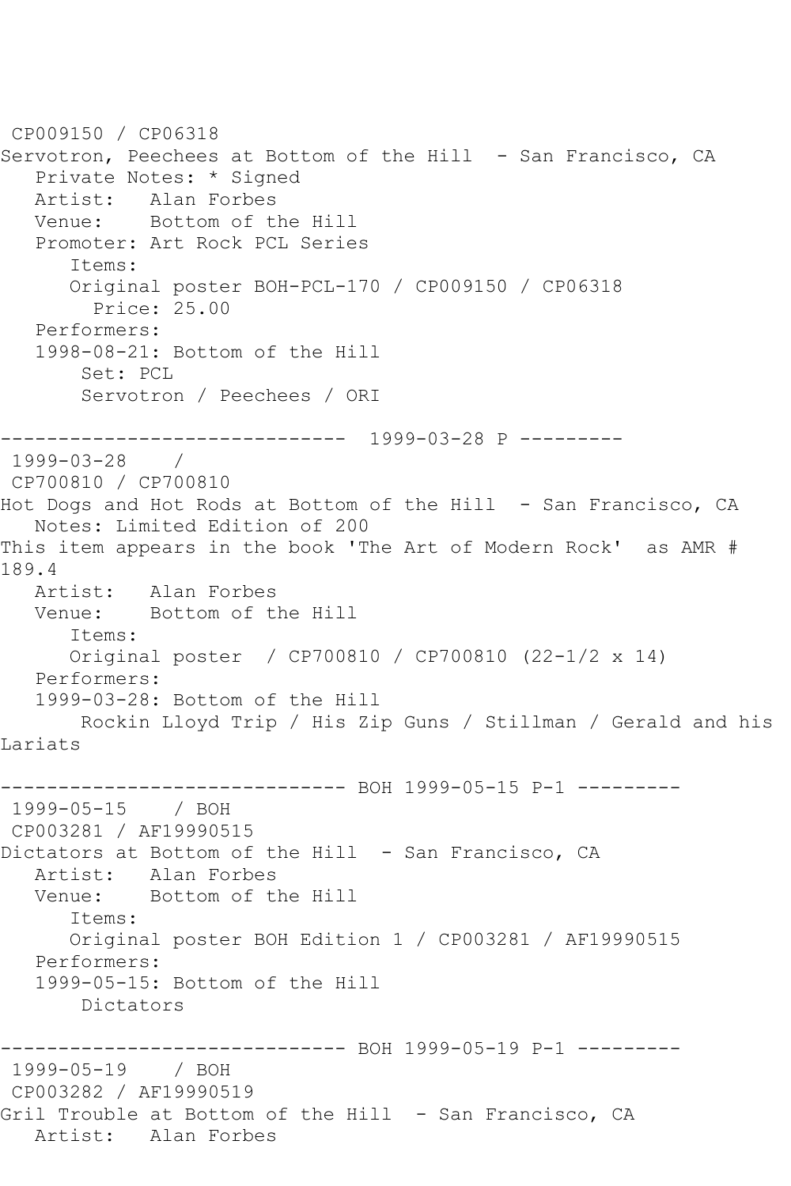CP009150 / CP06318
Servotron, Peechees at Bottom of the Hill - San Francisco, CA
   Private Notes: * Signed
   Artist: Alan Forbes
   Venue: Bottom of the Hill
   Promoter: Art Rock PCL Series
      Items:
      Original poster BOH-PCL-170 / CP009150 / CP06318
        Price: 25.00
   Performers:
   1998-08-21: Bottom of the Hill
       Set: PCL
       Servotron / Peechees / ORI

------------------------------ 1999-03-28 P ---------
1999-03-28 /
CP700810 / CP700810
Hot Dogs and Hot Rods at Bottom of the Hill - San Francisco, CA
   Notes: Limited Edition of 200
This item appears in the book 'The Art of Modern Rock' as AMR # 189.4
   Artist: Alan Forbes
   Venue: Bottom of the Hill
      Items:
      Original poster / CP700810 / CP700810 (22-1/2 x 14)
   Performers:
   1999-03-28: Bottom of the Hill
       Rockin Lloyd Trip / His Zip Guns / Stillman / Gerald and his Lariats

------------------------------ BOH 1999-05-15 P-1 ---------
1999-05-15 / BOH
CP003281 / AF19990515
Dictators at Bottom of the Hill - San Francisco, CA
   Artist: Alan Forbes
   Venue: Bottom of the Hill
      Items:
      Original poster BOH Edition 1 / CP003281 / AF19990515
   Performers:
   1999-05-15: Bottom of the Hill
       Dictators

------------------------------ BOH 1999-05-19 P-1 ---------
1999-05-19 / BOH
CP003282 / AF19990519
Gril Trouble at Bottom of the Hill - San Francisco, CA
   Artist: Alan Forbes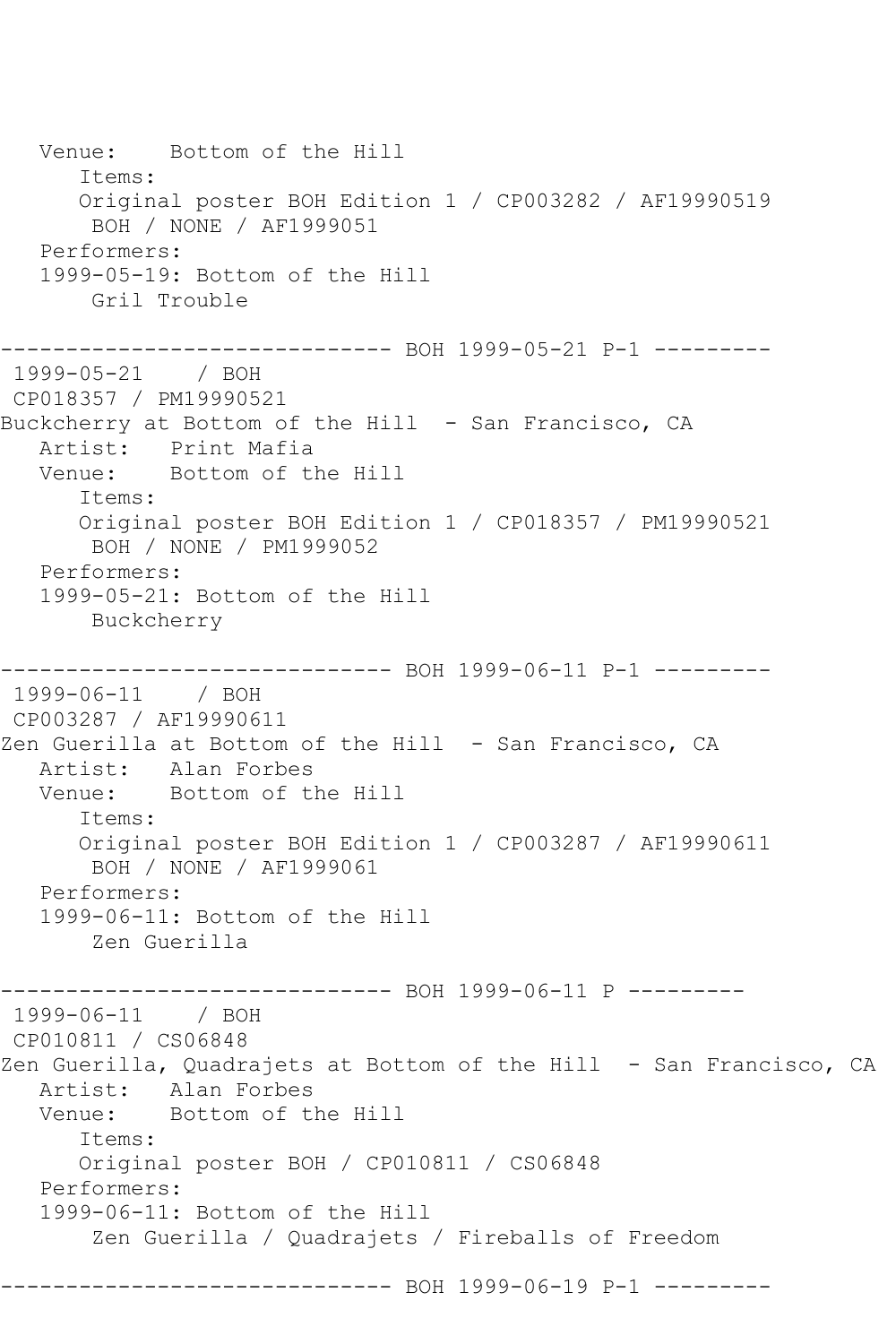```
   Venue:    Bottom of the Hill
      Items:
      Original poster BOH Edition 1 / CP003282 / AF19990519
       BOH / NONE / AF1999051
   Performers:
   1999-05-19: Bottom of the Hill
       Gril Trouble

------------------------------ BOH 1999-05-21 P-1 ---------
 1999-05-21    / BOH
 CP018357 / PM19990521
Buckcherry at Bottom of the Hill  - San Francisco, CA
   Artist:   Print Mafia
   Venue:    Bottom of the Hill
      Items:
      Original poster BOH Edition 1 / CP018357 / PM19990521
       BOH / NONE / PM1999052
   Performers:
   1999-05-21: Bottom of the Hill
       Buckcherry

------------------------------ BOH 1999-06-11 P-1 ---------
 1999-06-11    / BOH
 CP003287 / AF19990611
Zen Guerilla at Bottom of the Hill  - San Francisco, CA
   Artist:   Alan Forbes
   Venue:    Bottom of the Hill
      Items:
      Original poster BOH Edition 1 / CP003287 / AF19990611
       BOH / NONE / AF1999061
   Performers:
   1999-06-11: Bottom of the Hill
       Zen Guerilla

------------------------------ BOH 1999-06-11 P ---------
 1999-06-11    / BOH
 CP010811 / CS06848
Zen Guerilla, Quadrajets at Bottom of the Hill  - San Francisco, CA
   Artist:   Alan Forbes
   Venue:    Bottom of the Hill
      Items:
      Original poster BOH / CP010811 / CS06848
   Performers:
   1999-06-11: Bottom of the Hill
       Zen Guerilla / Quadrajets / Fireballs of Freedom

------------------------------ BOH 1999-06-19 P-1 ---------
```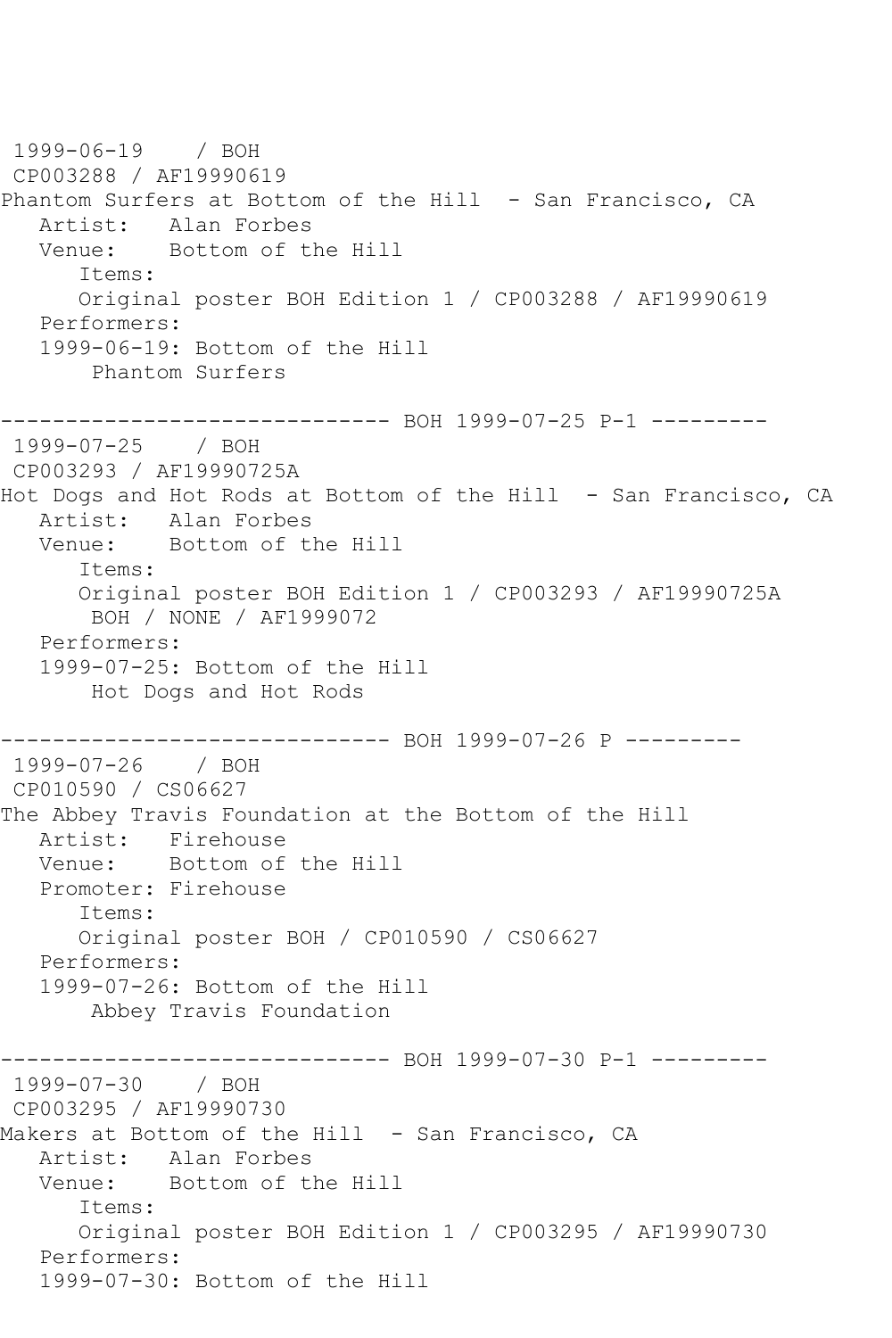```
1999-06-19    / BOH
 CP003288 / AF19990619
Phantom Surfers at Bottom of the Hill  - San Francisco, CA
   Artist:   Alan Forbes
   Venue:    Bottom of the Hill
      Items:
      Original poster BOH Edition 1 / CP003288 / AF19990619
   Performers:
   1999-06-19: Bottom of the Hill
       Phantom Surfers

------------------------------ BOH 1999-07-25 P-1 ---------
 1999-07-25    / BOH
 CP003293 / AF19990725A
Hot Dogs and Hot Rods at Bottom of the Hill  - San Francisco, CA
   Artist:   Alan Forbes
   Venue:    Bottom of the Hill
      Items:
      Original poster BOH Edition 1 / CP003293 / AF19990725A
       BOH / NONE / AF1999072
   Performers:
   1999-07-25: Bottom of the Hill
       Hot Dogs and Hot Rods

------------------------------ BOH 1999-07-26 P ---------
 1999-07-26    / BOH
 CP010590 / CS06627
The Abbey Travis Foundation at the Bottom of the Hill
   Artist:   Firehouse
   Venue:    Bottom of the Hill
   Promoter: Firehouse
      Items:
      Original poster BOH / CP010590 / CS06627
   Performers:
   1999-07-26: Bottom of the Hill
       Abbey Travis Foundation

------------------------------ BOH 1999-07-30 P-1 ---------
 1999-07-30    / BOH
 CP003295 / AF19990730
Makers at Bottom of the Hill  - San Francisco, CA
   Artist:   Alan Forbes
   Venue:    Bottom of the Hill
      Items:
      Original poster BOH Edition 1 / CP003295 / AF19990730
   Performers:
   1999-07-30: Bottom of the Hill
```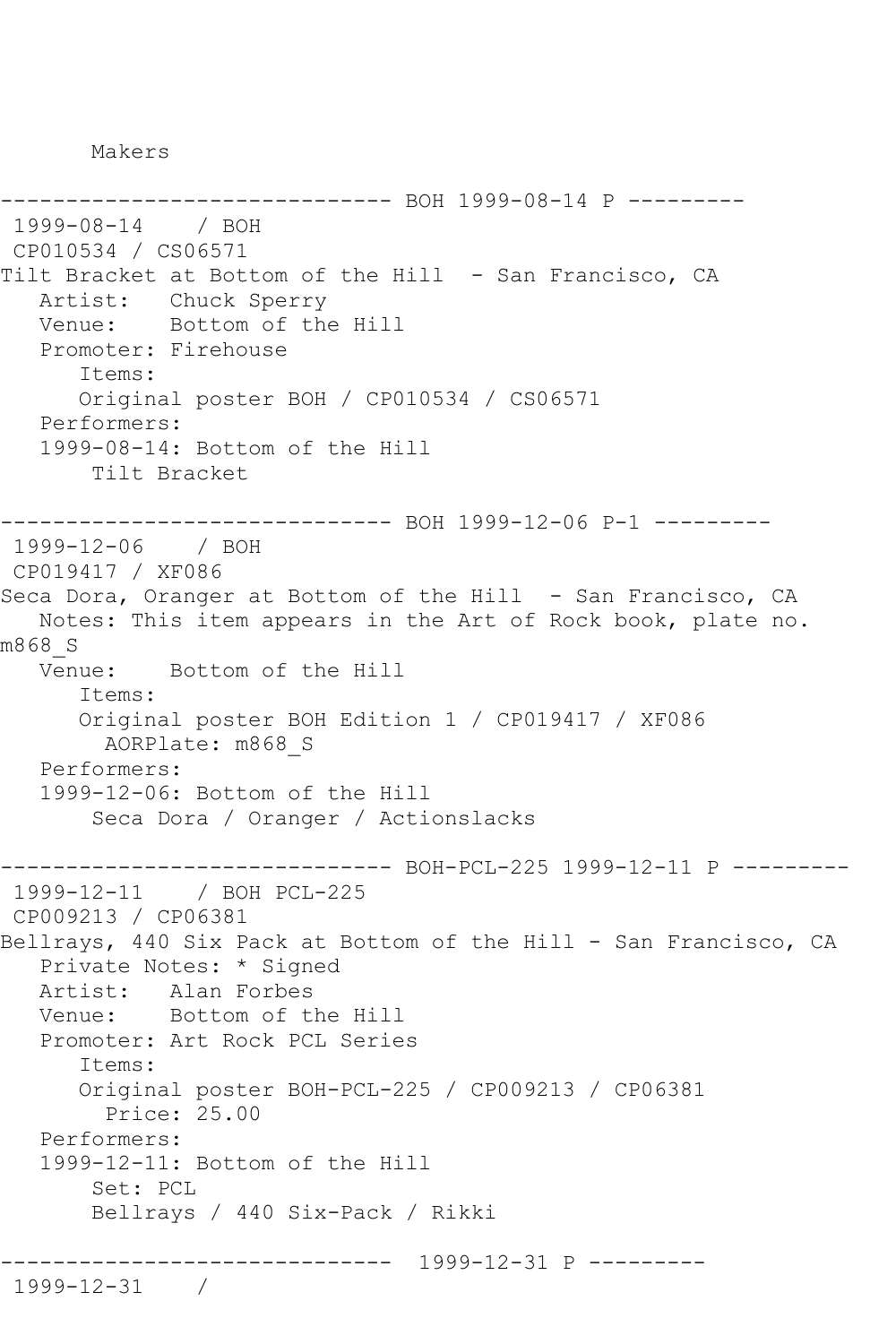Makers

------------------------------ BOH 1999-08-14 P ---------
 1999-08-14    / BOH
 CP010534 / CS06571
Tilt Bracket at Bottom of the Hill  - San Francisco, CA
   Artist:   Chuck Sperry
   Venue:    Bottom of the Hill
   Promoter: Firehouse
      Items:
      Original poster BOH / CP010534 / CS06571
   Performers:
   1999-08-14: Bottom of the Hill
       Tilt Bracket

------------------------------ BOH 1999-12-06 P-1 ---------
 1999-12-06    / BOH
 CP019417 / XF086
Seca Dora, Oranger at Bottom of the Hill  - San Francisco, CA
   Notes: This item appears in the Art of Rock book, plate no. m868_S
   Venue:    Bottom of the Hill
      Items:
      Original poster BOH Edition 1 / CP019417 / XF086
        AORPlate: m868_S
   Performers:
   1999-12-06: Bottom of the Hill
       Seca Dora / Oranger / Actionslacks

------------------------------ BOH-PCL-225 1999-12-11 P ---------
 1999-12-11    / BOH PCL-225
 CP009213 / CP06381
Bellrays, 440 Six Pack at Bottom of the Hill - San Francisco, CA
   Private Notes: * Signed
   Artist:   Alan Forbes
   Venue:    Bottom of the Hill
   Promoter: Art Rock PCL Series
      Items:
      Original poster BOH-PCL-225 / CP009213 / CP06381
        Price: 25.00
   Performers:
   1999-12-11: Bottom of the Hill
       Set: PCL
       Bellrays / 440 Six-Pack / Rikki

------------------------------  1999-12-31 P ---------
 1999-12-31    /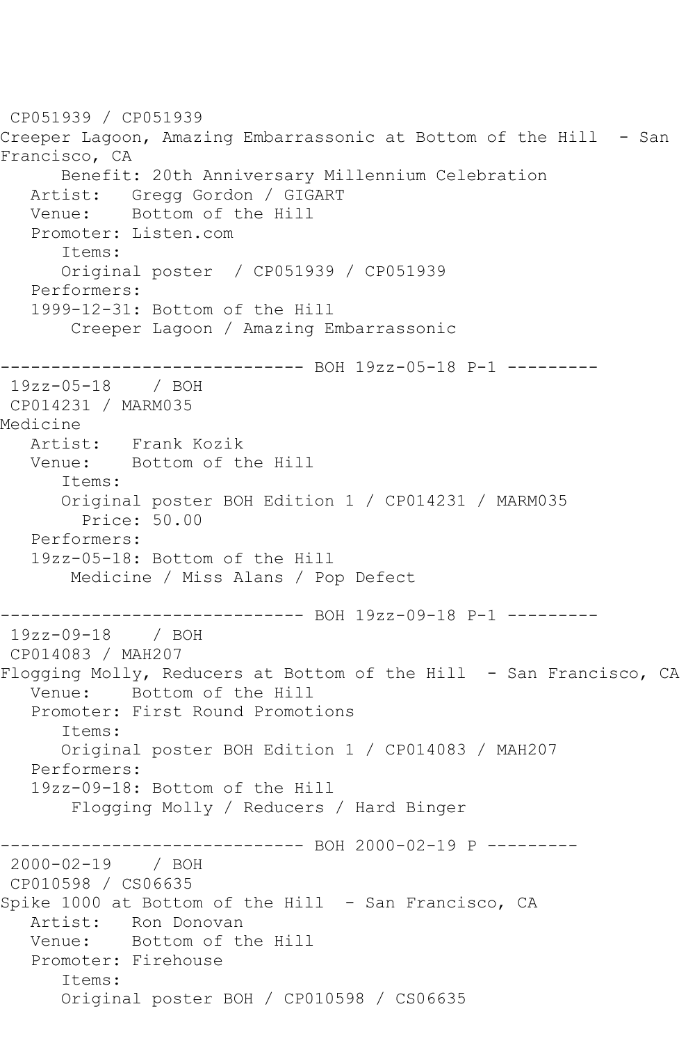CP051939 / CP051939
Creeper Lagoon, Amazing Embarrassonic at Bottom of the Hill  - San Francisco, CA
      Benefit: 20th Anniversary Millennium Celebration
   Artist:   Gregg Gordon / GIGART
   Venue:    Bottom of the Hill
   Promoter: Listen.com
      Items:
      Original poster  / CP051939 / CP051939
   Performers:
   1999-12-31: Bottom of the Hill
       Creeper Lagoon / Amazing Embarrassonic

------------------------------ BOH 19zz-05-18 P-1 ---------
 19zz-05-18    / BOH
 CP014231 / MARM035
Medicine
   Artist:   Frank Kozik
   Venue:    Bottom of the Hill
      Items:
      Original poster BOH Edition 1 / CP014231 / MARM035
        Price: 50.00
   Performers:
   19zz-05-18: Bottom of the Hill
       Medicine / Miss Alans / Pop Defect

------------------------------ BOH 19zz-09-18 P-1 ---------
 19zz-09-18    / BOH
 CP014083 / MAH207
Flogging Molly, Reducers at Bottom of the Hill  - San Francisco, CA
   Venue:    Bottom of the Hill
   Promoter: First Round Promotions
      Items:
      Original poster BOH Edition 1 / CP014083 / MAH207
   Performers:
   19zz-09-18: Bottom of the Hill
       Flogging Molly / Reducers / Hard Binger

------------------------------ BOH 2000-02-19 P ---------
 2000-02-19    / BOH
 CP010598 / CS06635
Spike 1000 at Bottom of the Hill  - San Francisco, CA
   Artist:   Ron Donovan
   Venue:    Bottom of the Hill
   Promoter: Firehouse
      Items:
      Original poster BOH / CP010598 / CS06635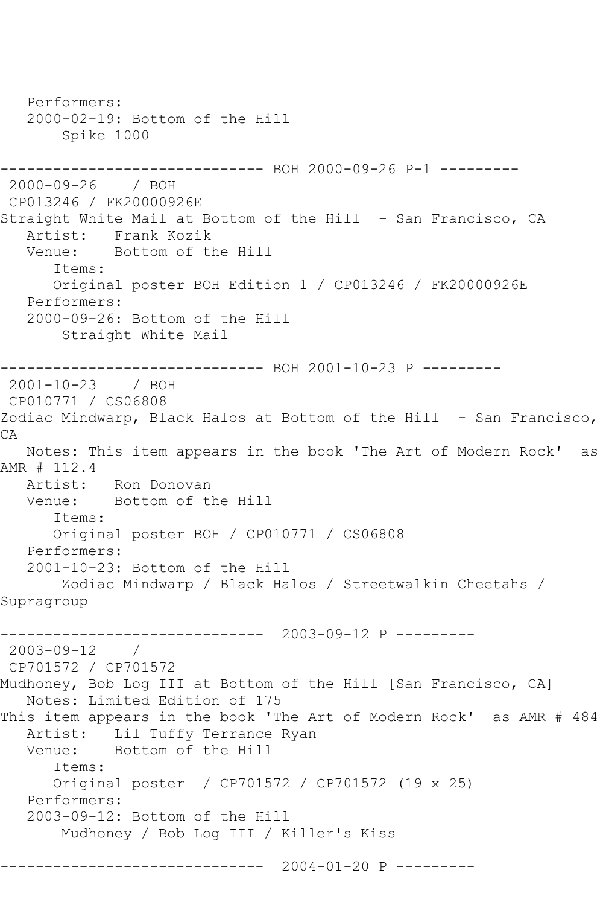Performers:
   2000-02-19: Bottom of the Hill
       Spike 1000

------------------------------ BOH 2000-09-26 P-1 ---------
 2000-09-26    / BOH
 CP013246 / FK20000926E
Straight White Mail at Bottom of the Hill  - San Francisco, CA
   Artist:   Frank Kozik
   Venue:    Bottom of the Hill
      Items:
      Original poster BOH Edition 1 / CP013246 / FK20000926E
   Performers:
   2000-09-26: Bottom of the Hill
       Straight White Mail

------------------------------ BOH 2001-10-23 P ---------
 2001-10-23    / BOH
 CP010771 / CS06808
Zodiac Mindwarp, Black Halos at Bottom of the Hill  - San Francisco, CA
   Notes: This item appears in the book 'The Art of Modern Rock'  as AMR # 112.4
   Artist:   Ron Donovan
   Venue:    Bottom of the Hill
      Items:
      Original poster BOH / CP010771 / CS06808
   Performers:
   2001-10-23: Bottom of the Hill
       Zodiac Mindwarp / Black Halos / Streetwalkin Cheetahs / Supragroup

------------------------------  2003-09-12 P ---------
 2003-09-12    /
 CP701572 / CP701572
Mudhoney, Bob Log III at Bottom of the Hill [San Francisco, CA]
   Notes: Limited Edition of 175
This item appears in the book 'The Art of Modern Rock'  as AMR # 484
   Artist:   Lil Tuffy Terrance Ryan
   Venue:    Bottom of the Hill
      Items:
      Original poster  / CP701572 / CP701572 (19 x 25)
   Performers:
   2003-09-12: Bottom of the Hill
       Mudhoney / Bob Log III / Killer's Kiss

------------------------------  2004-01-20 P ---------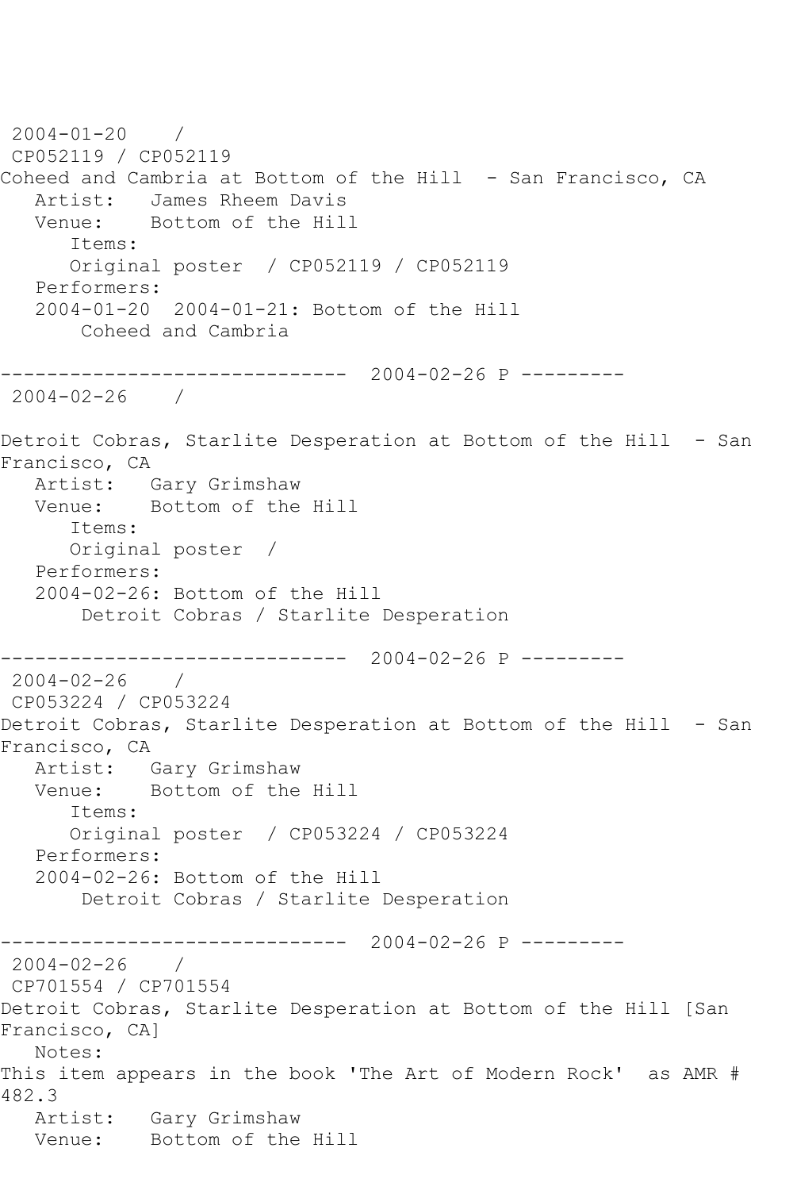2004-01-20 /
CP052119 / CP052119
Coheed and Cambria at Bottom of the Hill - San Francisco, CA
   Artist: James Rheem Davis
   Venue: Bottom of the Hill
      Items:
      Original poster / CP052119 / CP052119
   Performers:
   2004-01-20 2004-01-21: Bottom of the Hill
       Coheed and Cambria

------------------------------ 2004-02-26 P ---------
2004-02-26 /

Detroit Cobras, Starlite Desperation at Bottom of the Hill - San Francisco, CA
   Artist: Gary Grimshaw
   Venue: Bottom of the Hill
      Items:
      Original poster /
   Performers:
   2004-02-26: Bottom of the Hill
       Detroit Cobras / Starlite Desperation

------------------------------ 2004-02-26 P ---------
2004-02-26 /
CP053224 / CP053224
Detroit Cobras, Starlite Desperation at Bottom of the Hill - San Francisco, CA
   Artist: Gary Grimshaw
   Venue: Bottom of the Hill
      Items:
      Original poster / CP053224 / CP053224
   Performers:
   2004-02-26: Bottom of the Hill
       Detroit Cobras / Starlite Desperation

------------------------------ 2004-02-26 P ---------
2004-02-26 /
CP701554 / CP701554
Detroit Cobras, Starlite Desperation at Bottom of the Hill [San Francisco, CA]
   Notes:
This item appears in the book 'The Art of Modern Rock' as AMR # 482.3
   Artist: Gary Grimshaw
   Venue: Bottom of the Hill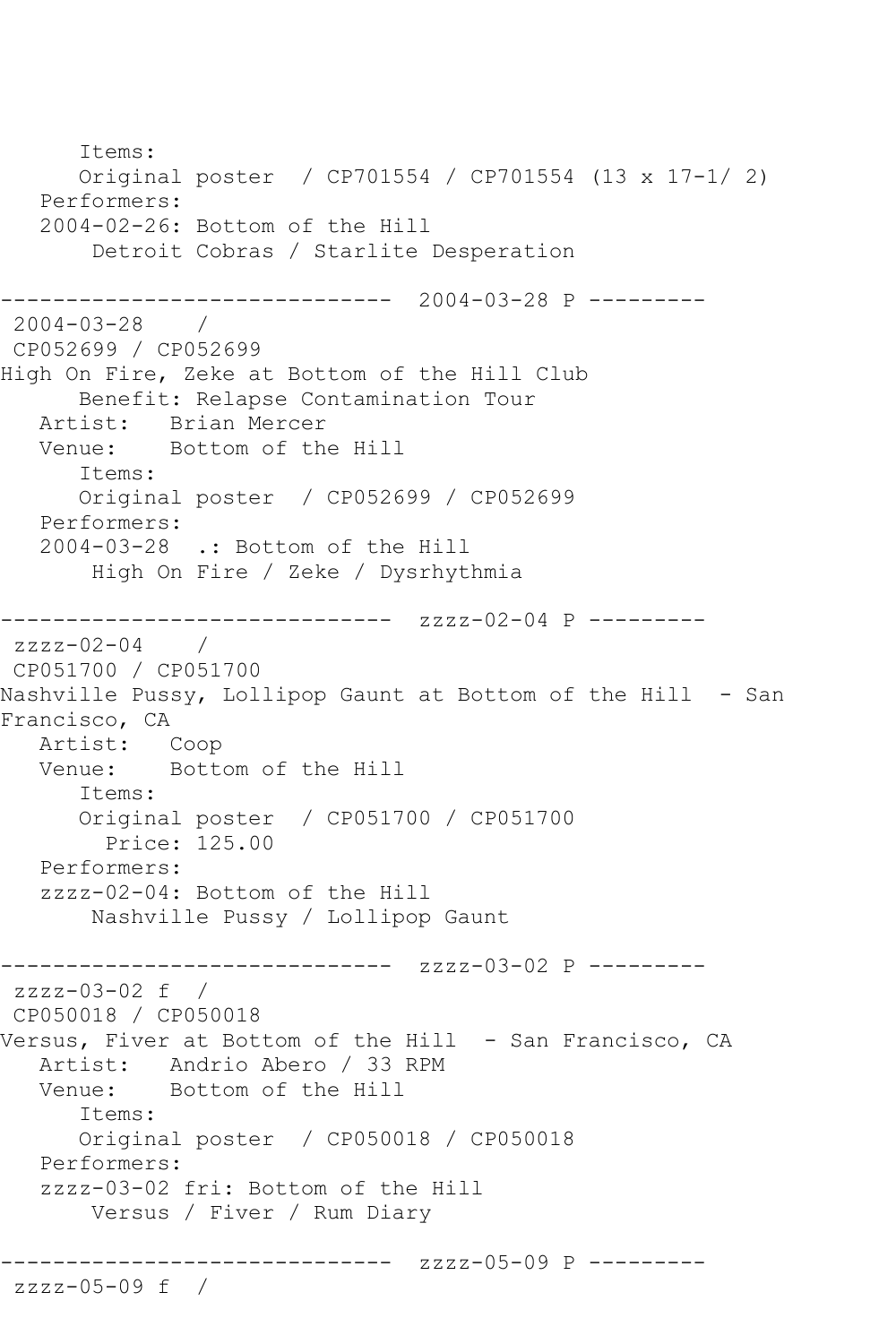```
      Items:
      Original poster  / CP701554 / CP701554 (13 x 17-1/ 2)
   Performers:
   2004-02-26: Bottom of the Hill
       Detroit Cobras / Starlite Desperation

------------------------------  2004-03-28 P ---------
 2004-03-28    /
 CP052699 / CP052699
High On Fire, Zeke at Bottom of the Hill Club
      Benefit: Relapse Contamination Tour
   Artist:   Brian Mercer
   Venue:    Bottom of the Hill
      Items:
      Original poster  / CP052699 / CP052699
   Performers:
   2004-03-28  .: Bottom of the Hill
       High On Fire / Zeke / Dysrhythmia

------------------------------  zzzz-02-04 P ---------
 zzzz-02-04    /
 CP051700 / CP051700
Nashville Pussy, Lollipop Gaunt at Bottom of the Hill  - San
Francisco, CA
   Artist:   Coop
   Venue:    Bottom of the Hill
      Items:
      Original poster  / CP051700 / CP051700
        Price: 125.00
   Performers:
   zzzz-02-04: Bottom of the Hill
       Nashville Pussy / Lollipop Gaunt

------------------------------  zzzz-03-02 P ---------
 zzzz-03-02 f  /
 CP050018 / CP050018
Versus, Fiver at Bottom of the Hill  - San Francisco, CA
   Artist:   Andrio Abero / 33 RPM
   Venue:    Bottom of the Hill
      Items:
      Original poster  / CP050018 / CP050018
   Performers:
   zzzz-03-02 fri: Bottom of the Hill
       Versus / Fiver / Rum Diary

------------------------------  zzzz-05-09 P ---------
 zzzz-05-09 f  /
```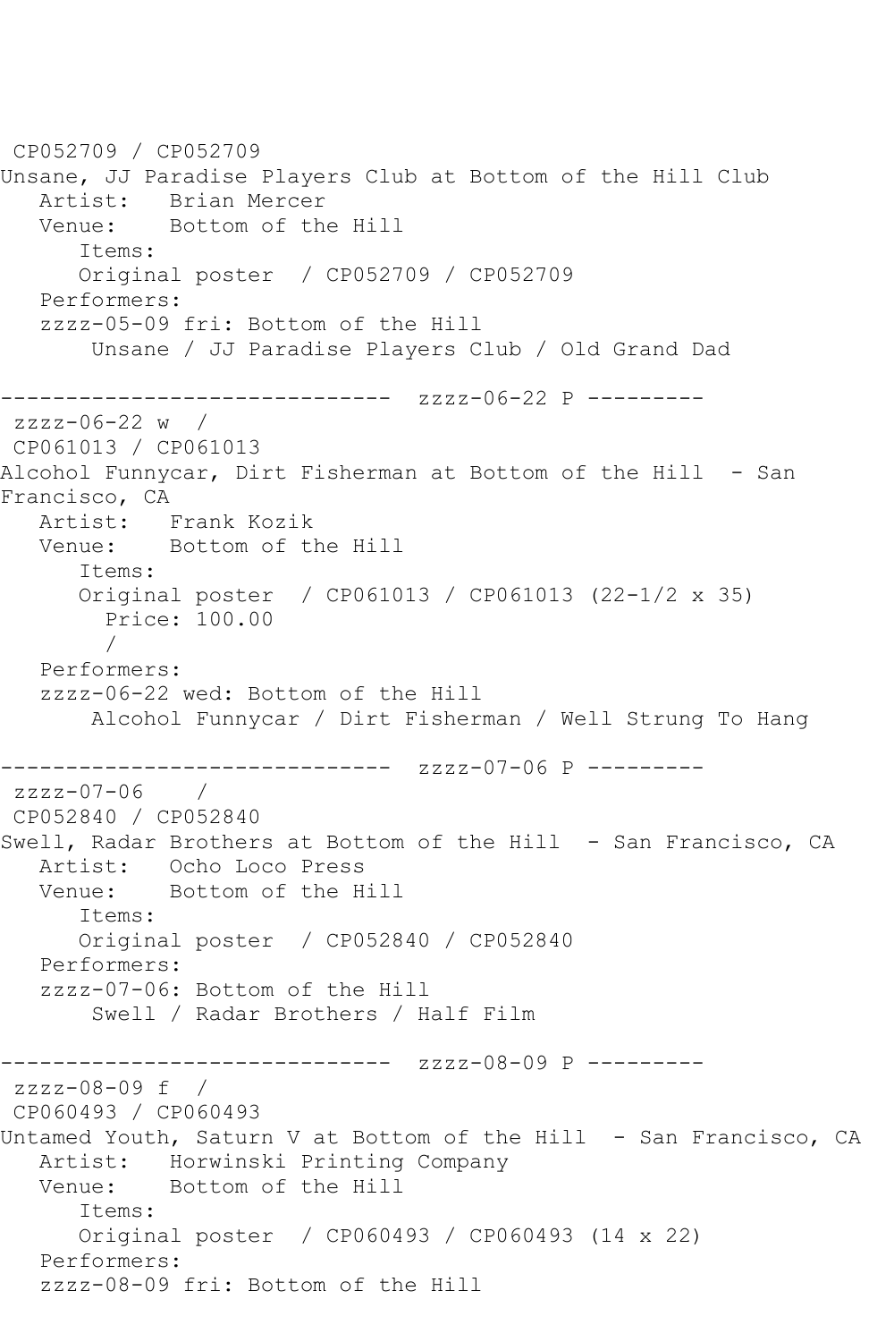```
CP052709 / CP052709
Unsane, JJ Paradise Players Club at Bottom of the Hill Club
   Artist:   Brian Mercer
   Venue:    Bottom of the Hill
      Items:
      Original poster  / CP052709 / CP052709
   Performers:
   zzzz-05-09 fri: Bottom of the Hill
       Unsane / JJ Paradise Players Club / Old Grand Dad

------------------------------  zzzz-06-22 P ---------
 zzzz-06-22 w  /
 CP061013 / CP061013
Alcohol Funnycar, Dirt Fisherman at Bottom of the Hill  - San
Francisco, CA
   Artist:   Frank Kozik
   Venue:    Bottom of the Hill
      Items:
      Original poster  / CP061013 / CP061013 (22-1/2 x 35)
        Price: 100.00
        /
   Performers:
   zzzz-06-22 wed: Bottom of the Hill
       Alcohol Funnycar / Dirt Fisherman / Well Strung To Hang

------------------------------  zzzz-07-06 P ---------
 zzzz-07-06    /
 CP052840 / CP052840
Swell, Radar Brothers at Bottom of the Hill  - San Francisco, CA
   Artist:   Ocho Loco Press
   Venue:    Bottom of the Hill
      Items:
      Original poster  / CP052840 / CP052840
   Performers:
   zzzz-07-06: Bottom of the Hill
       Swell / Radar Brothers / Half Film

------------------------------  zzzz-08-09 P ---------
 zzzz-08-09 f  /
 CP060493 / CP060493
Untamed Youth, Saturn V at Bottom of the Hill  - San Francisco, CA
   Artist:   Horwinski Printing Company
   Venue:    Bottom of the Hill
      Items:
      Original poster  / CP060493 / CP060493 (14 x 22)
   Performers:
   zzzz-08-09 fri: Bottom of the Hill
```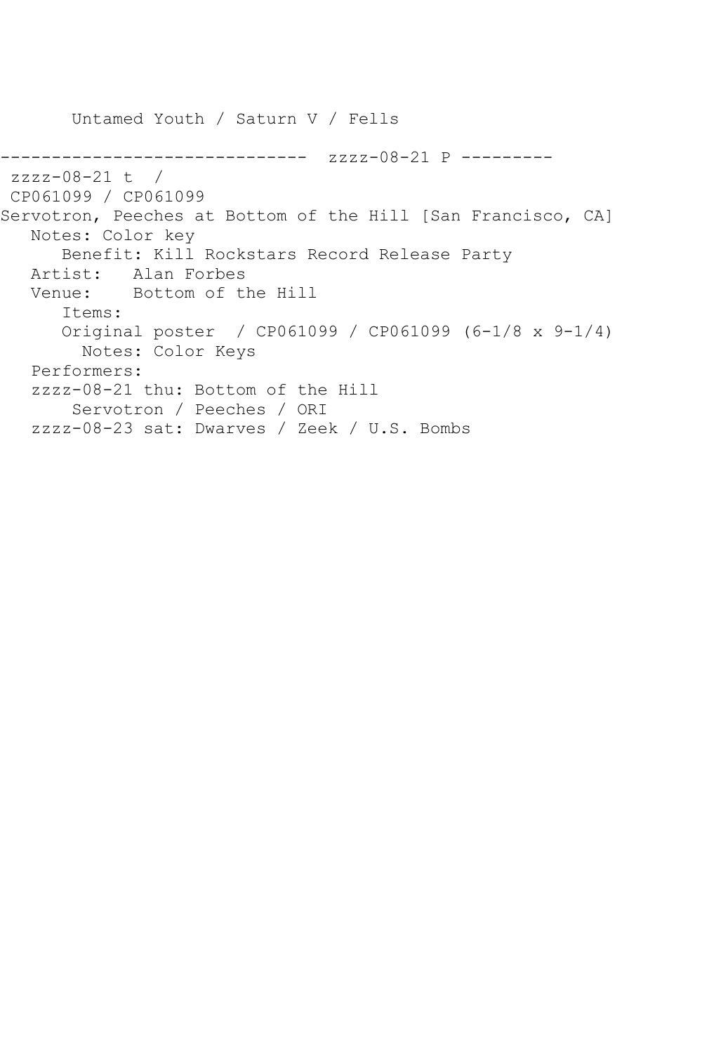Untamed Youth / Saturn V / Fells

------------------------------ zzzz-08-21 P ---------

zzzz-08-21 t /

CP061099 / CP061099

Servotron, Peeches at Bottom of the Hill [San Francisco, CA]

Notes: Color key

Benefit: Kill Rockstars Record Release Party

Artist: Alan Forbes

Venue: Bottom of the Hill

Items:

Original poster / CP061099 / CP061099 (6-1/8 x 9-1/4)

Notes: Color Keys

Performers:

zzzz-08-21 thu: Bottom of the Hill

Servotron / Peeches / ORI

zzzz-08-23 sat: Dwarves / Zeek / U.S. Bombs